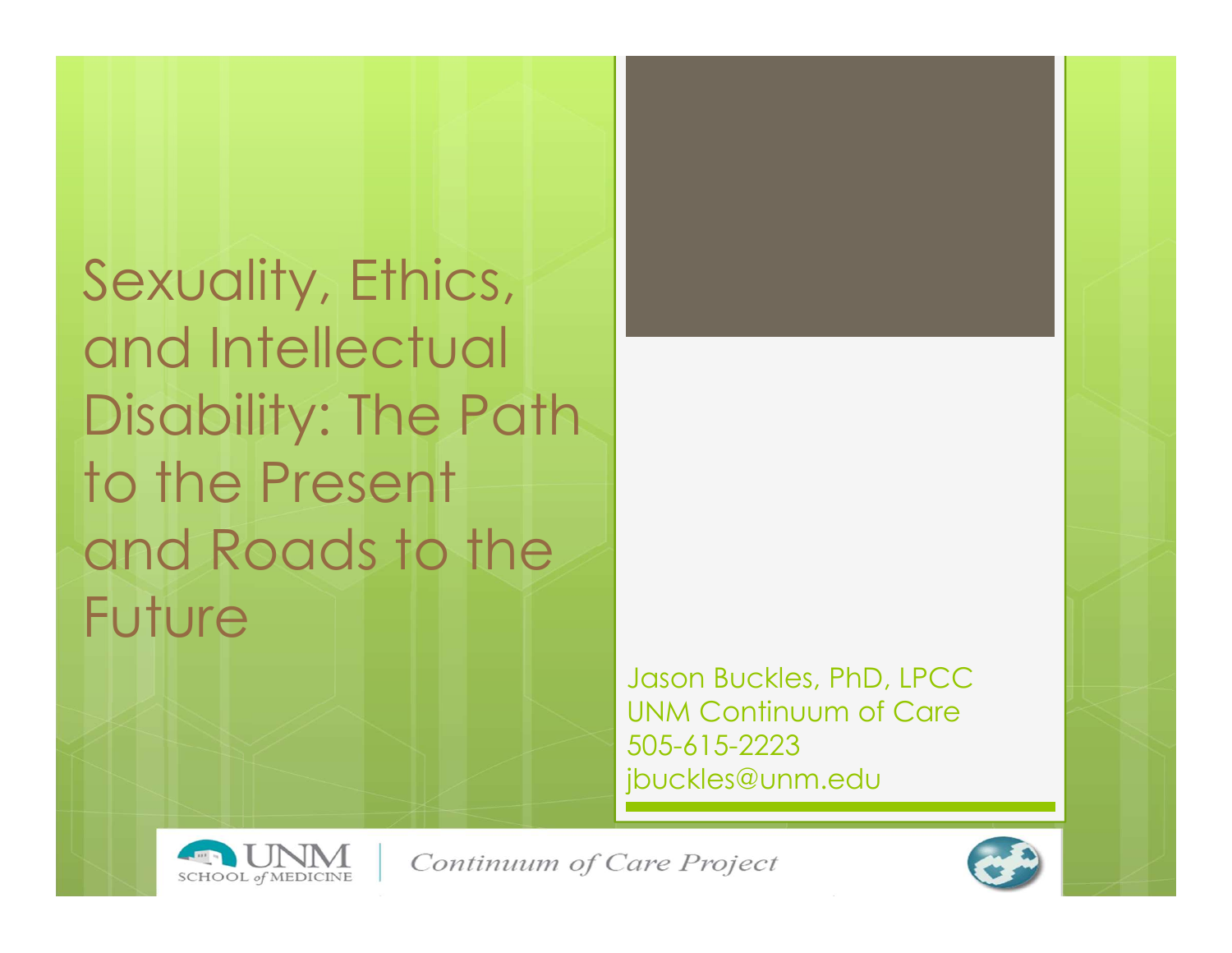# Sexuality, Ethics, and Intellectual Disability: The Path to the Present and Roads to the Future

Jason Buckles, PhD, LPCC
UNM Continuum of Care
505-615-2223
jbuckles@unm.edu

UNM SCHOOL *of* MEDICINE | *Continuum of Care Project*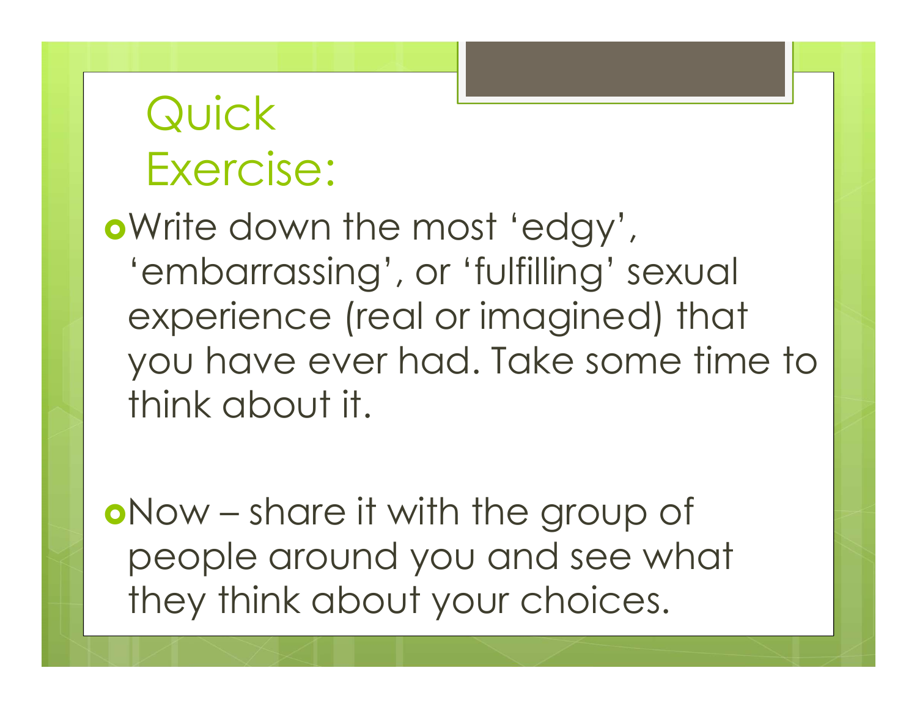# Quick Exercise:

- Write down the most 'edgy', 'embarrassing', or 'fulfilling' sexual experience (real or imagined) that you have ever had. Take some time to think about it.

- Now – share it with the group of people around you and see what they think about your choices.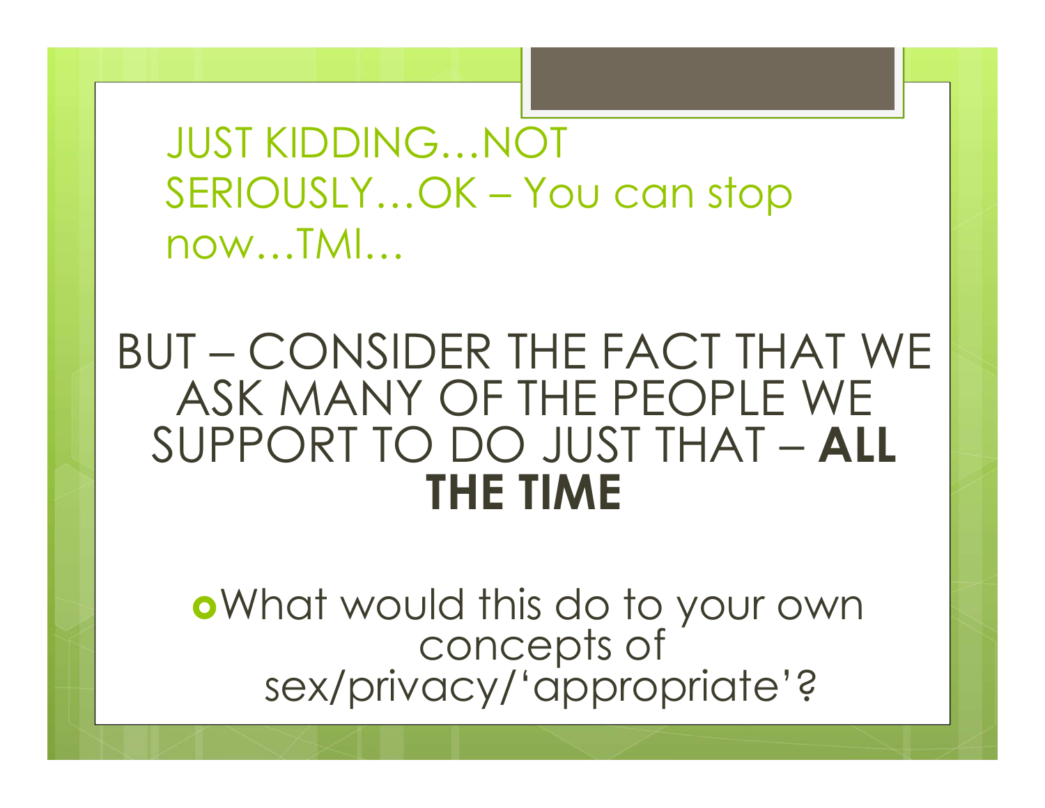# JUST KIDDING…NOT SERIOUSLY…OK – You can stop now…TMI…

BUT – CONSIDER THE FACT THAT WE ASK MANY OF THE PEOPLE WE SUPPORT TO DO JUST THAT – **ALL THE TIME**

- What would this do to your own concepts of sex/privacy/'appropriate'?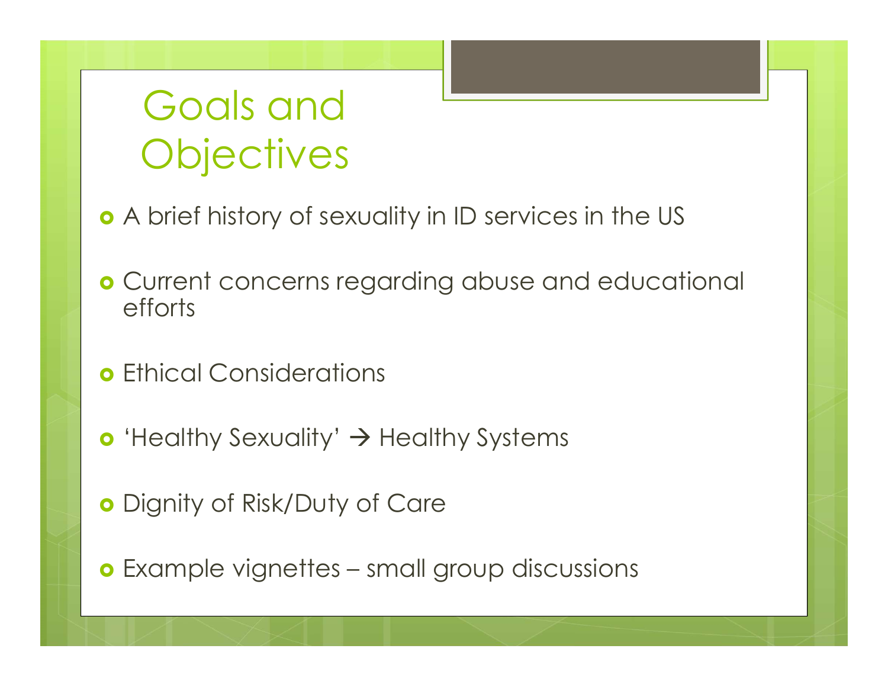# Goals and Objectives

- A brief history of sexuality in ID services in the US
- Current concerns regarding abuse and educational efforts
- Ethical Considerations
- 'Healthy Sexuality' → Healthy Systems
- Dignity of Risk/Duty of Care
- Example vignettes – small group discussions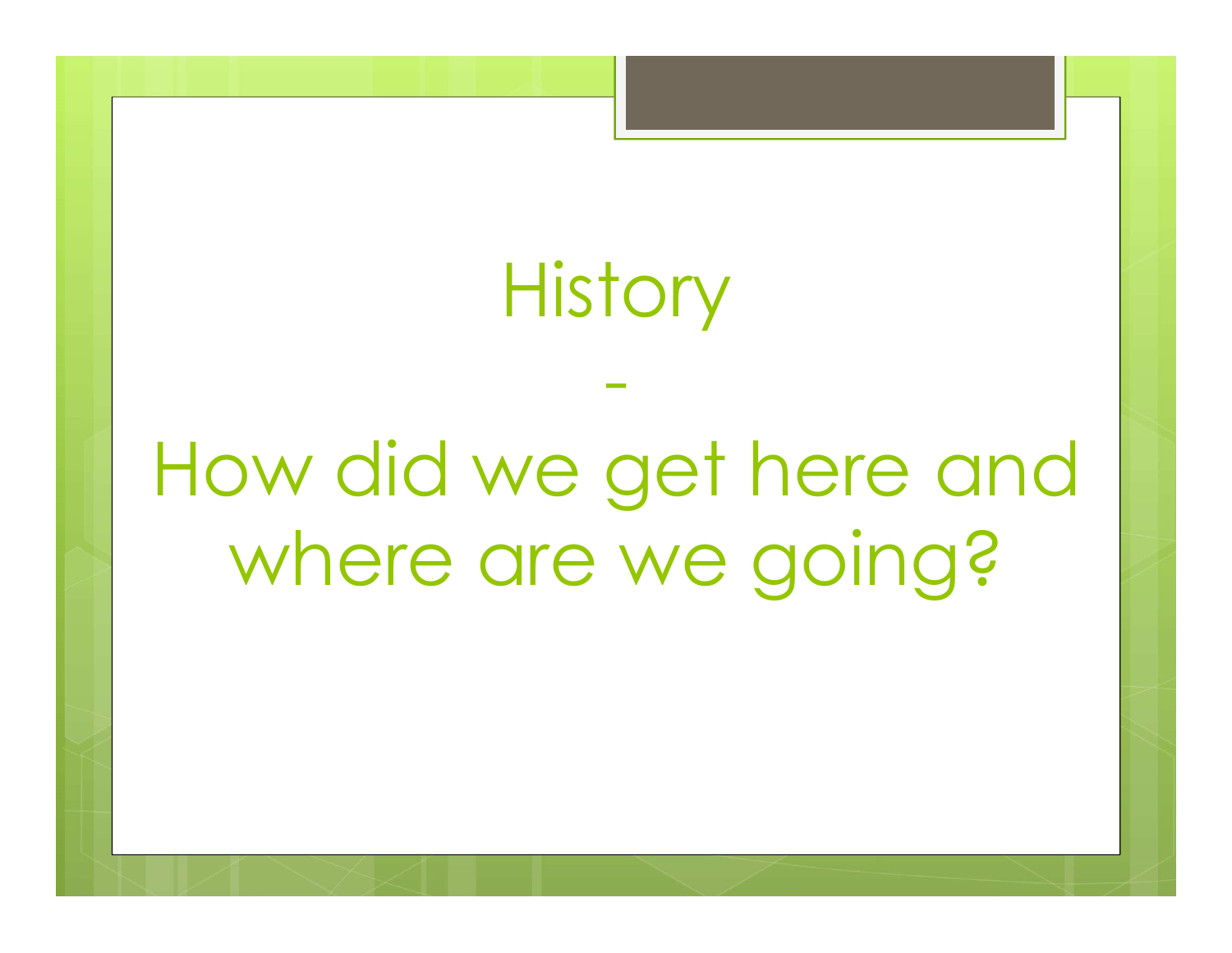# History

-

# How did we get here and where are we going?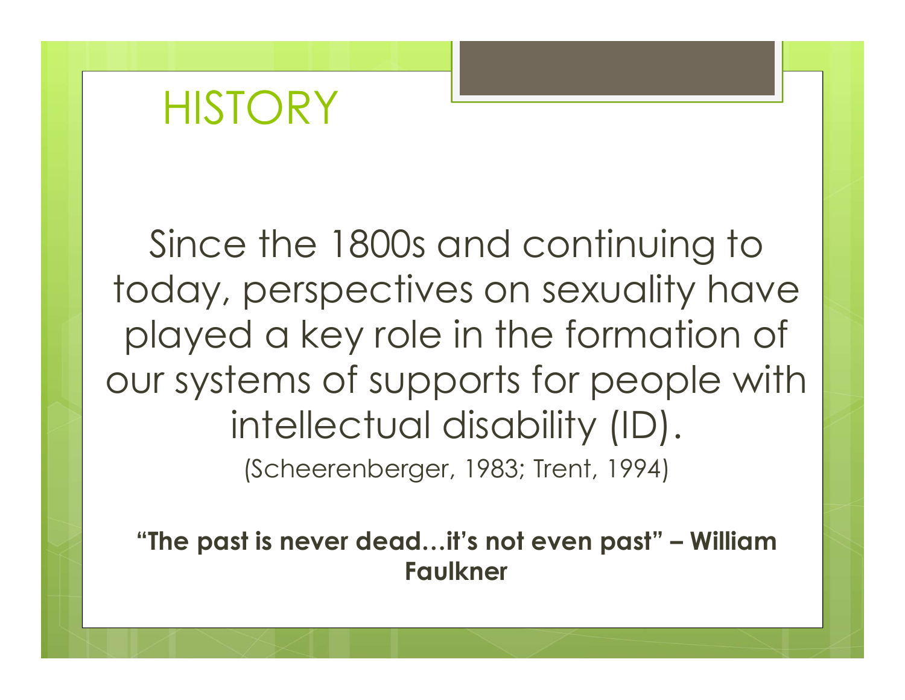# HISTORY

Since the 1800s and continuing to today, perspectives on sexuality have played a key role in the formation of our systems of supports for people with intellectual disability (ID).

(Scheerenberger, 1983; Trent, 1994)

**"The past is never dead…it's not even past" – William Faulkner**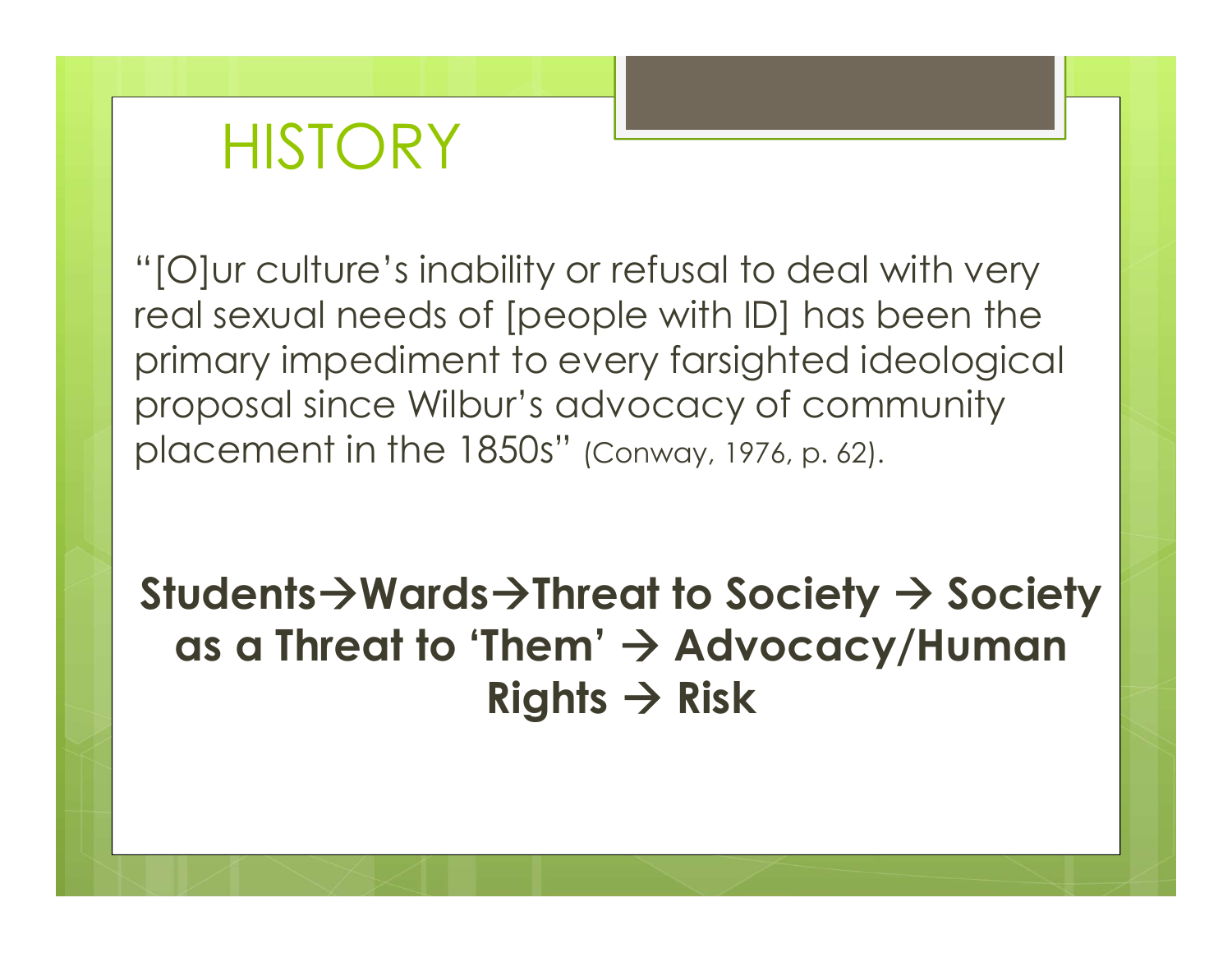# HISTORY

"[O]ur culture's inability or refusal to deal with very real sexual needs of [people with ID] has been the primary impediment to every farsighted ideological proposal since Wilbur's advocacy of community placement in the 1850s" (Conway, 1976, p. 62).

**Students→Wards→Threat to Society → Society as a Threat to 'Them' → Advocacy/Human Rights → Risk**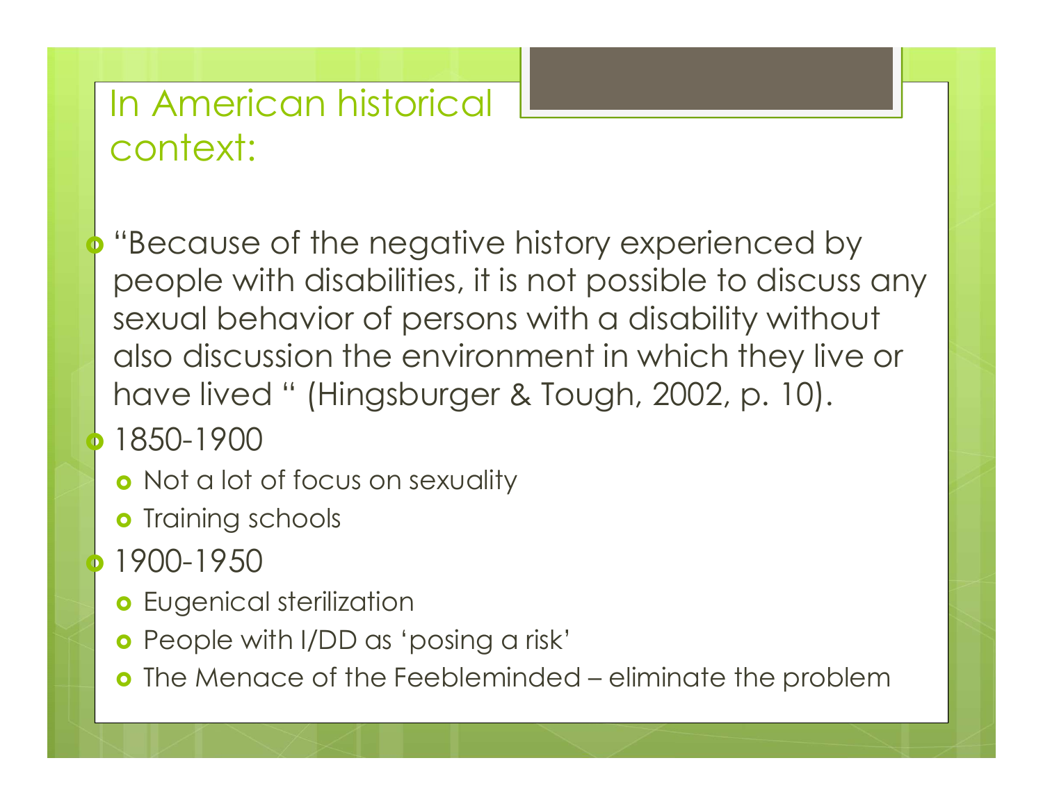# In American historical context:

- "Because of the negative history experienced by people with disabilities, it is not possible to discuss any sexual behavior of persons with a disability without also discussion the environment in which they live or have lived " (Hingsburger & Tough, 2002, p. 10).
- 1850-1900
  - Not a lot of focus on sexuality
  - Training schools
- 1900-1950
  - Eugenical sterilization
  - People with I/DD as 'posing a risk'
  - The Menace of the Feebleminded – eliminate the problem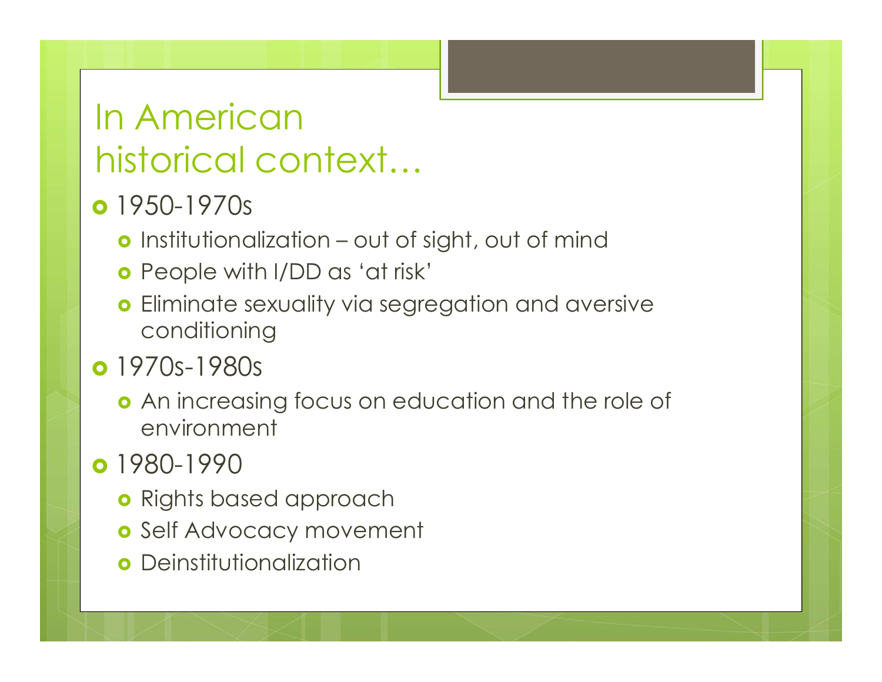# In American historical context…

- 1950-1970s
  - Institutionalization – out of sight, out of mind
  - People with I/DD as 'at risk'
  - Eliminate sexuality via segregation and aversive conditioning
- 1970s-1980s
  - An increasing focus on education and the role of environment
- 1980-1990
  - Rights based approach
  - Self Advocacy movement
  - Deinstitutionalization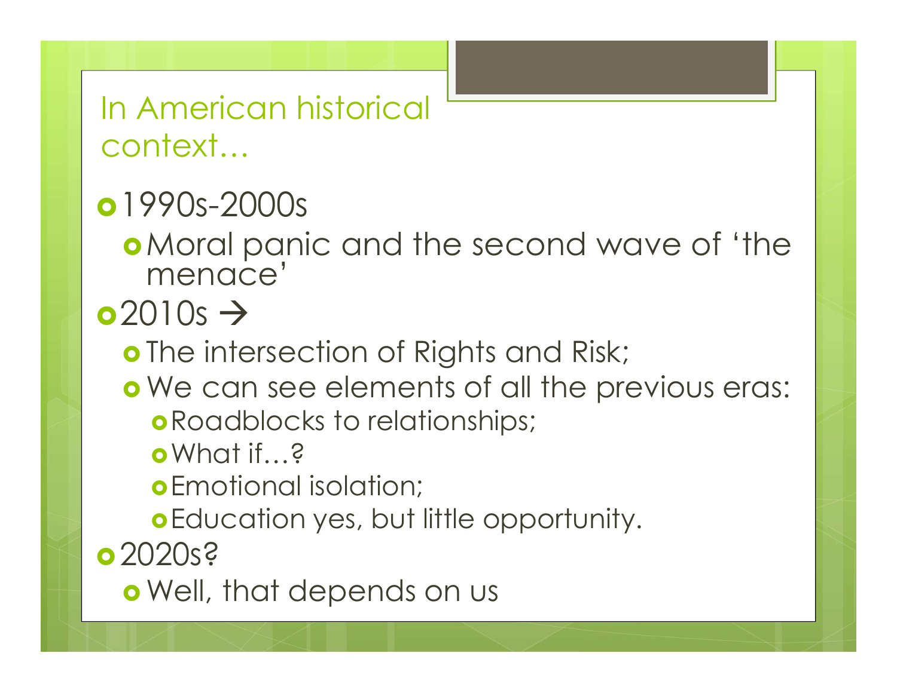# In American historical context…

- 1990s-2000s
  - Moral panic and the second wave of 'the menace'
- 2010s →
  - The intersection of Rights and Risk;
  - We can see elements of all the previous eras:
    - Roadblocks to relationships;
    - What if…?
    - Emotional isolation;
    - Education yes, but little opportunity.
- 2020s?
  - Well, that depends on us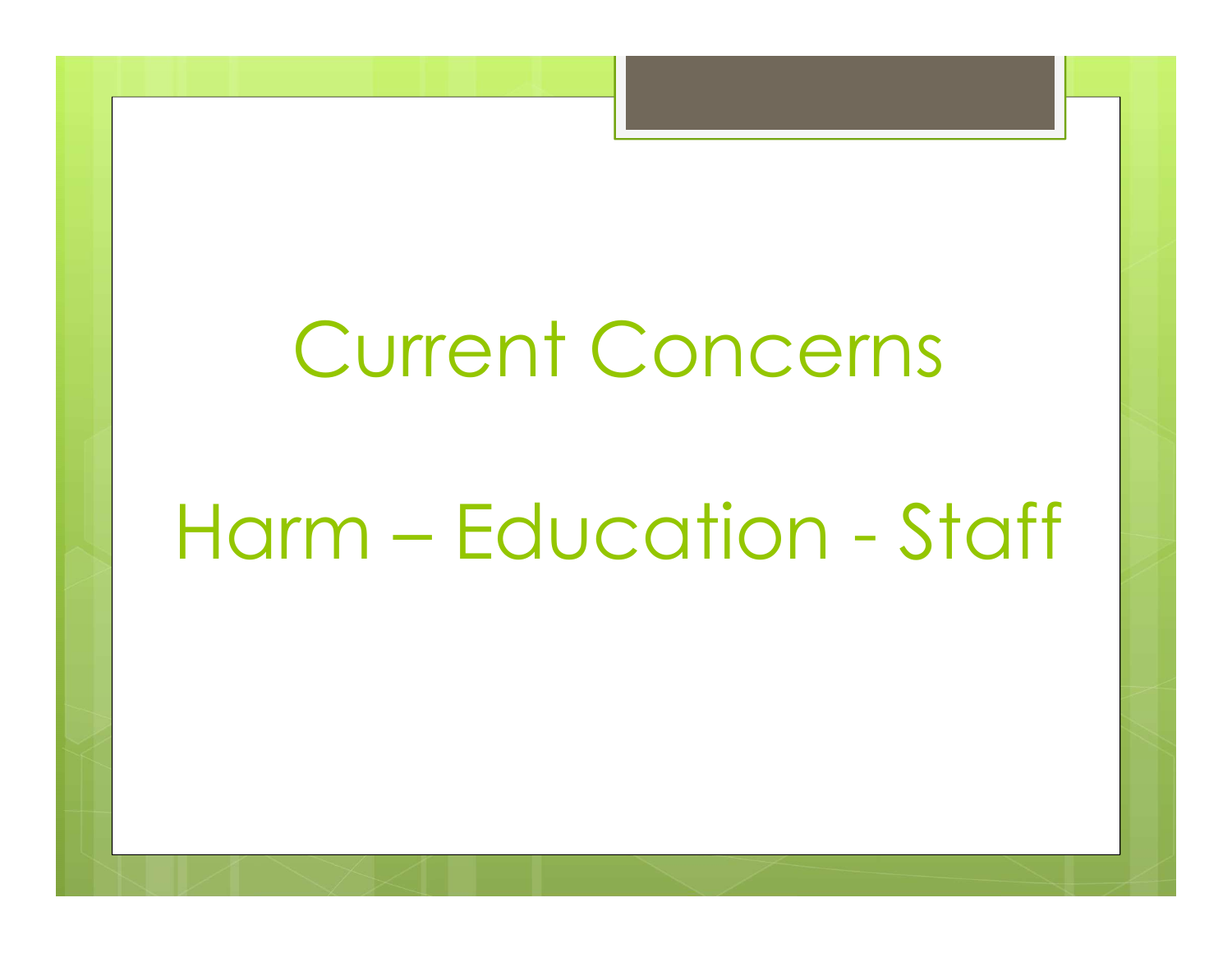# Current Concerns

## Harm – Education - Staff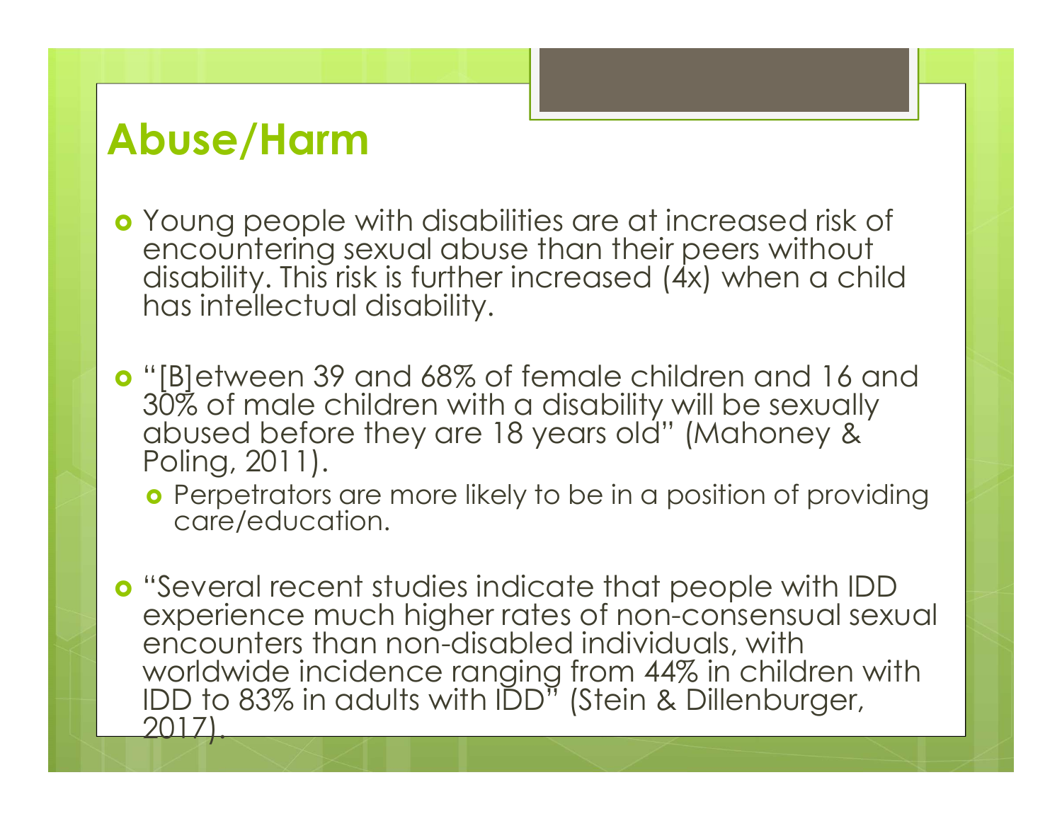# Abuse/Harm

- Young people with disabilities are at increased risk of encountering sexual abuse than their peers without disability. This risk is further increased (4x) when a child has intellectual disability.

- "[B]etween 39 and 68% of female children and 16 and 30% of male children with a disability will be sexually abused before they are 18 years old" (Mahoney & Poling, 2011).
  - Perpetrators are more likely to be in a position of providing care/education.

- "Several recent studies indicate that people with IDD experience much higher rates of non-consensual sexual encounters than non-disabled individuals, with worldwide incidence ranging from 44% in children with IDD to 83% in adults with IDD" (Stein & Dillenburger, 2017).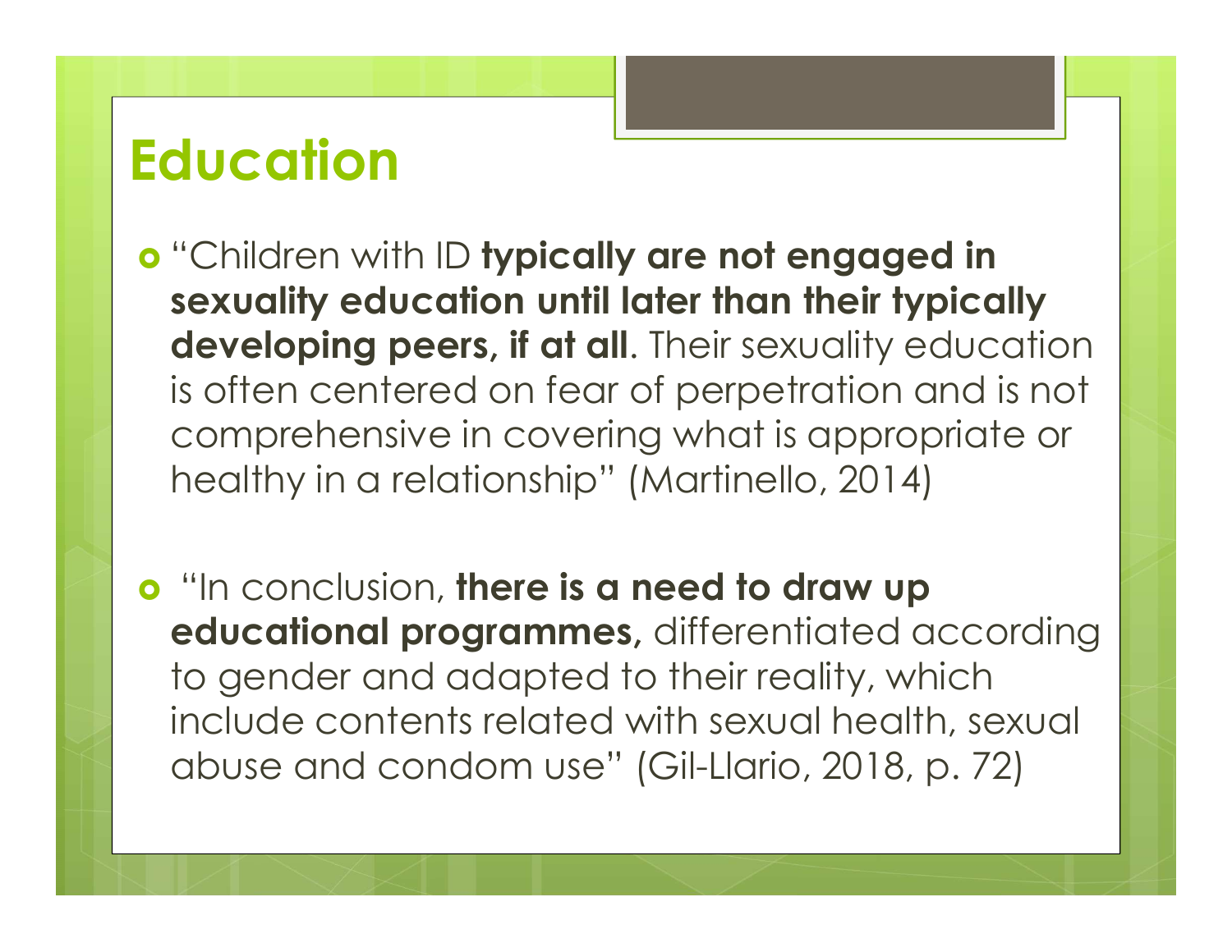# Education

- "Children with ID **typically are not engaged in sexuality education until later than their typically developing peers, if at all**. Their sexuality education is often centered on fear of perpetration and is not comprehensive in covering what is appropriate or healthy in a relationship" (Martinello, 2014)

- "In conclusion, **there is a need to draw up educational programmes,** differentiated according to gender and adapted to their reality, which include contents related with sexual health, sexual abuse and condom use" (Gil-Llario, 2018, p. 72)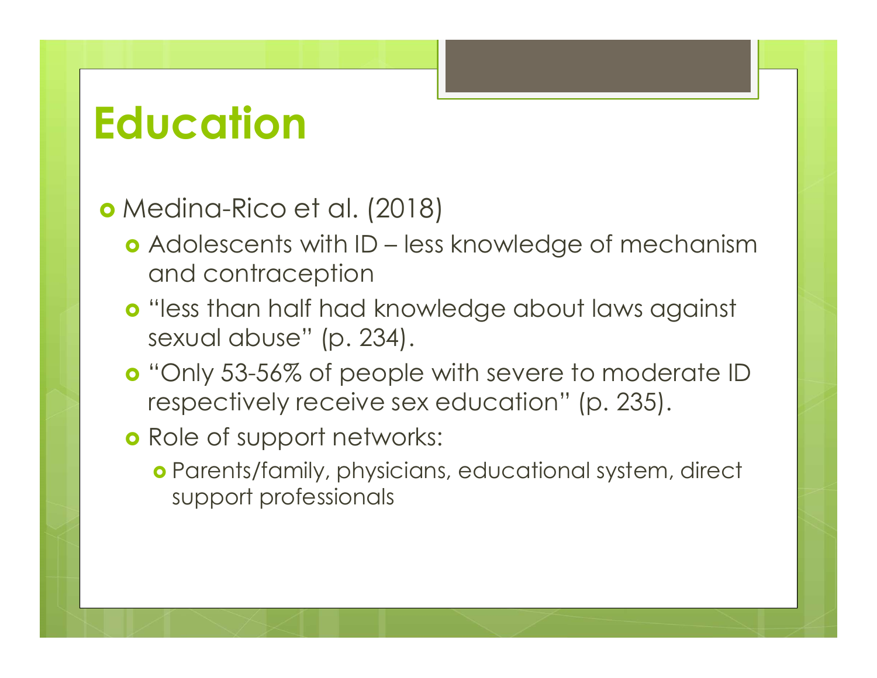# Education

- Medina-Rico et al. (2018)
  - Adolescents with ID – less knowledge of mechanism and contraception
  - "less than half had knowledge about laws against sexual abuse" (p. 234).
  - "Only 53-56% of people with severe to moderate ID respectively receive sex education" (p. 235).
  - Role of support networks:
    - Parents/family, physicians, educational system, direct support professionals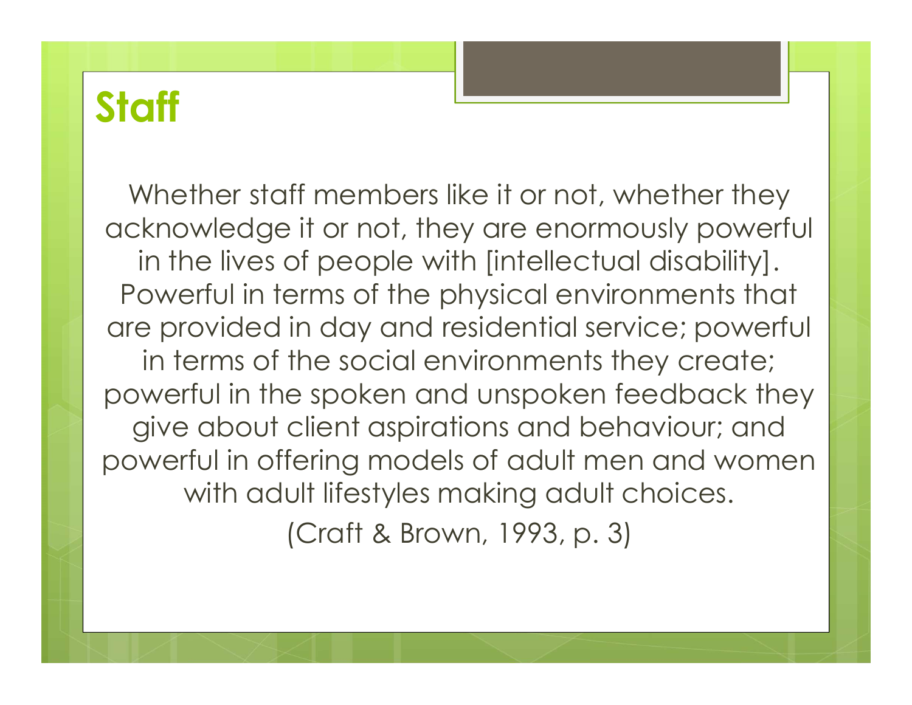# Staff

Whether staff members like it or not, whether they acknowledge it or not, they are enormously powerful in the lives of people with [intellectual disability]. Powerful in terms of the physical environments that are provided in day and residential service; powerful in terms of the social environments they create; powerful in the spoken and unspoken feedback they give about client aspirations and behaviour; and powerful in offering models of adult men and women with adult lifestyles making adult choices.

(Craft & Brown, 1993, p. 3)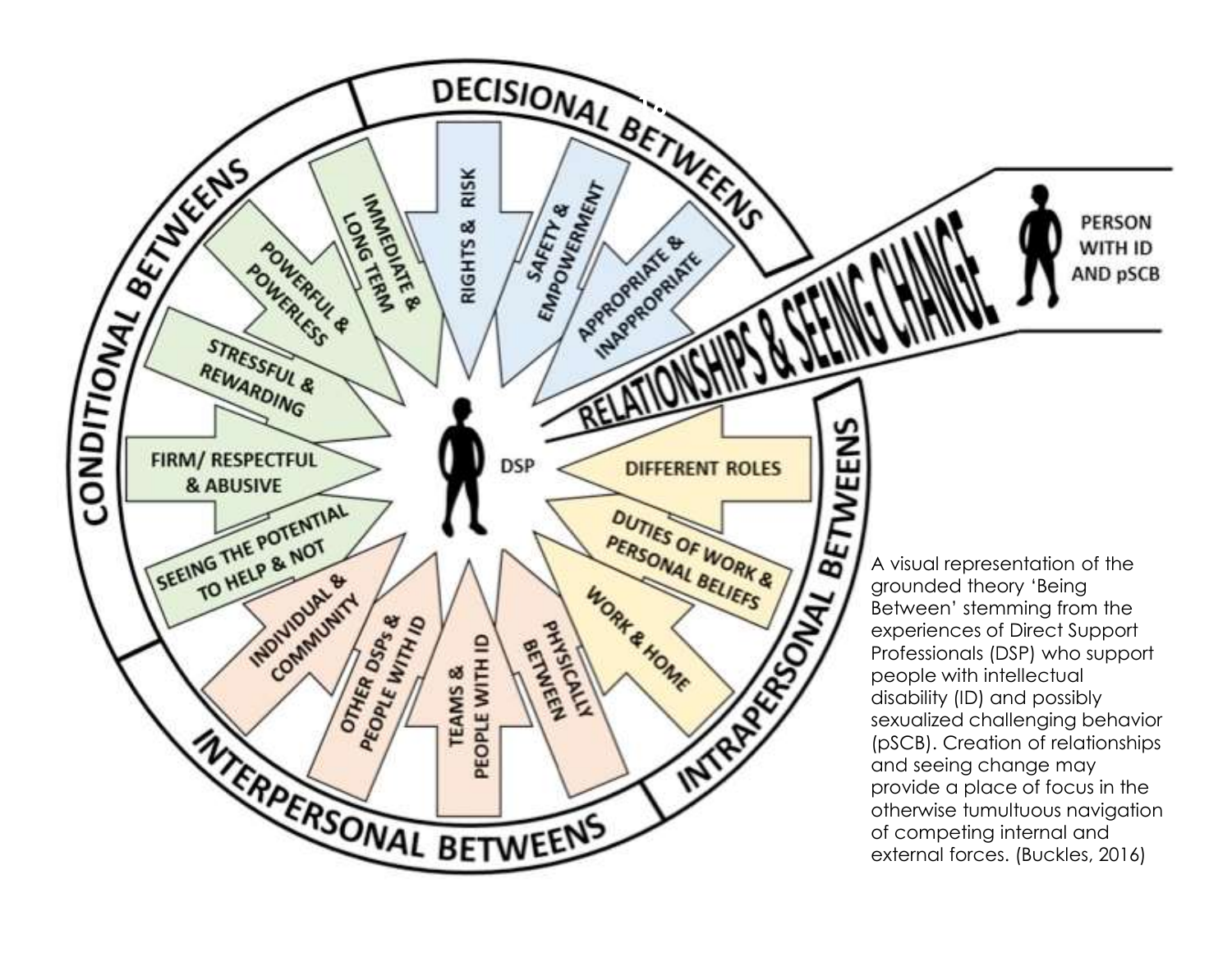**DECISIONAL BETWEENS**

- RIGHTS & RISK
- SAFETY & EMPOWERMENT
- APPROPRIATE & INAPPROPRIATE

**CONDITIONAL BETWEENS**

- IMMEDIATE & LONG TERM
- POWERFUL & POWERLESS
- STRESSFUL & REWARDING
- FIRM/ RESPECTFUL & ABUSIVE
- SEEING THE POTENTIAL TO HELP & NOT

**INTERPERSONAL BETWEENS**

- INDIVIDUAL & COMMUNITY
- OTHER DSPs & PEOPLE WITH ID
- TEAMS & PEOPLE WITH ID
- PHYSICALLY BETWEEN

**INTRAPERSONAL BETWEENS**

- DIFFERENT ROLES
- DUTIES OF WORK & PERSONAL BELIEFS
- WORK & HOME

DSP

RELATIONSHIPS & SEEING CHANGE

PERSON WITH ID AND pSCB

A visual representation of the grounded theory 'Being Between' stemming from the experiences of Direct Support Professionals (DSP) who support people with intellectual disability (ID) and possibly sexualized challenging behavior (pSCB). Creation of relationships and seeing change may provide a place of focus in the otherwise tumultuous navigation of competing internal and external forces. (Buckles, 2016)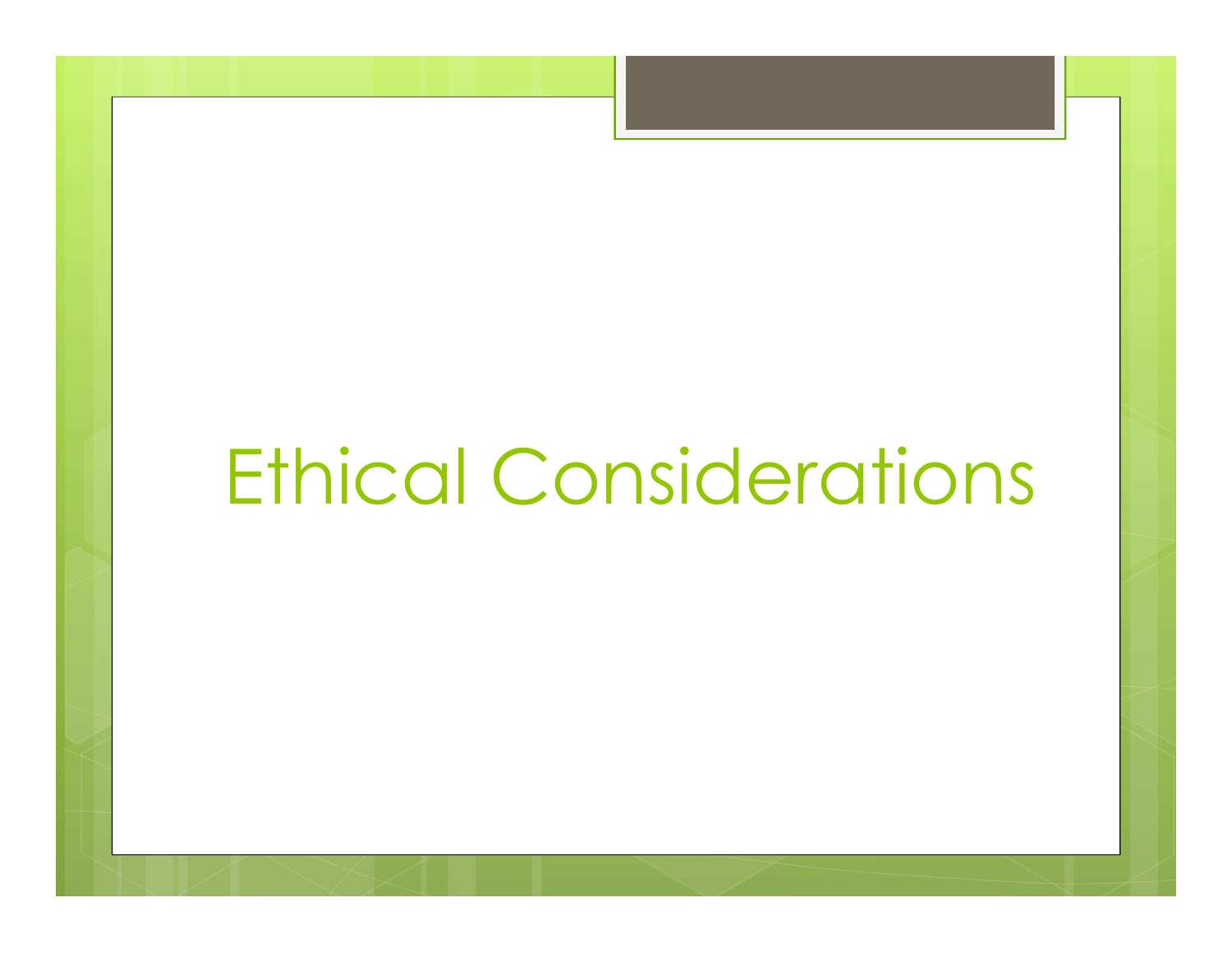# Ethical Considerations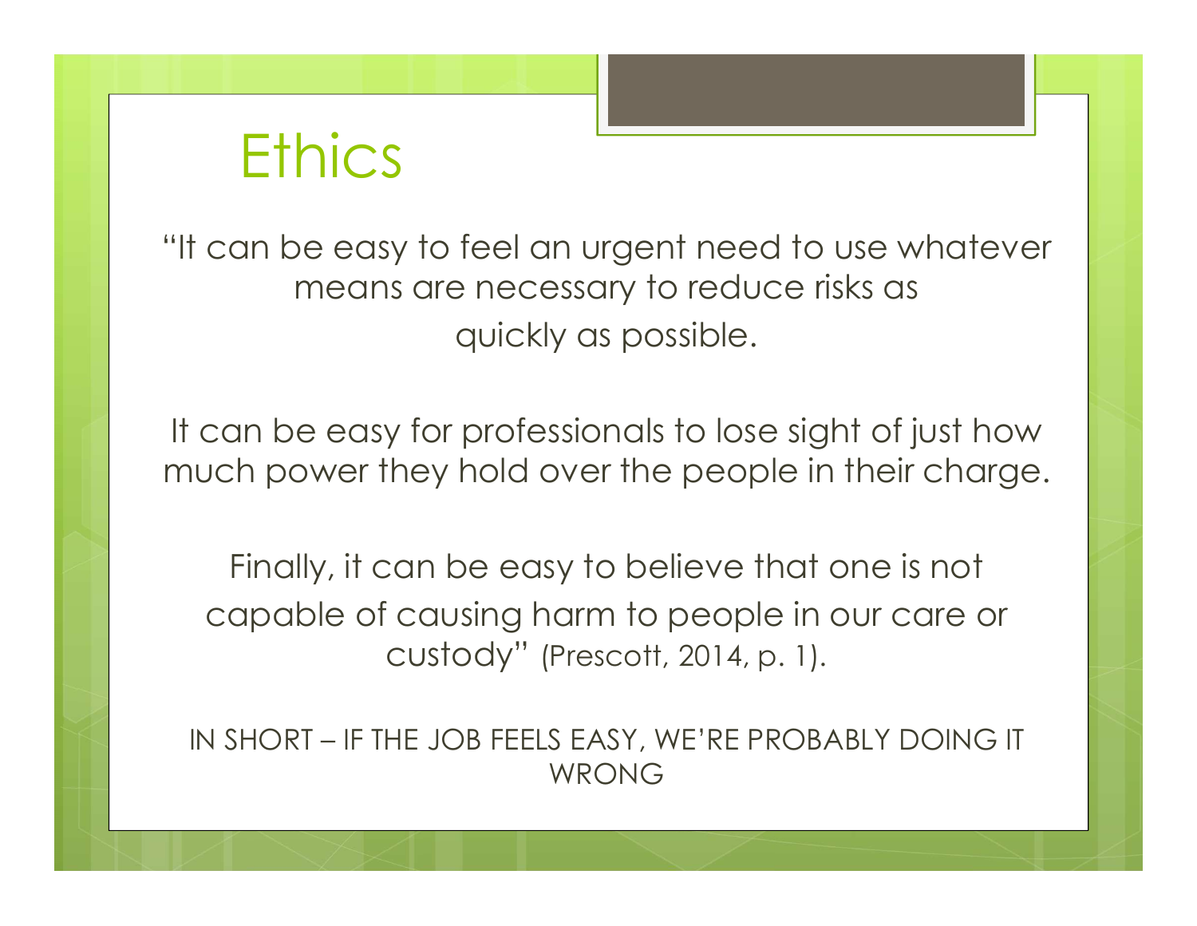# Ethics

"It can be easy to feel an urgent need to use whatever means are necessary to reduce risks as quickly as possible.

It can be easy for professionals to lose sight of just how much power they hold over the people in their charge.

Finally, it can be easy to believe that one is not capable of causing harm to people in our care or custody" (Prescott, 2014, p. 1).

IN SHORT – IF THE JOB FEELS EASY, WE'RE PROBABLY DOING IT WRONG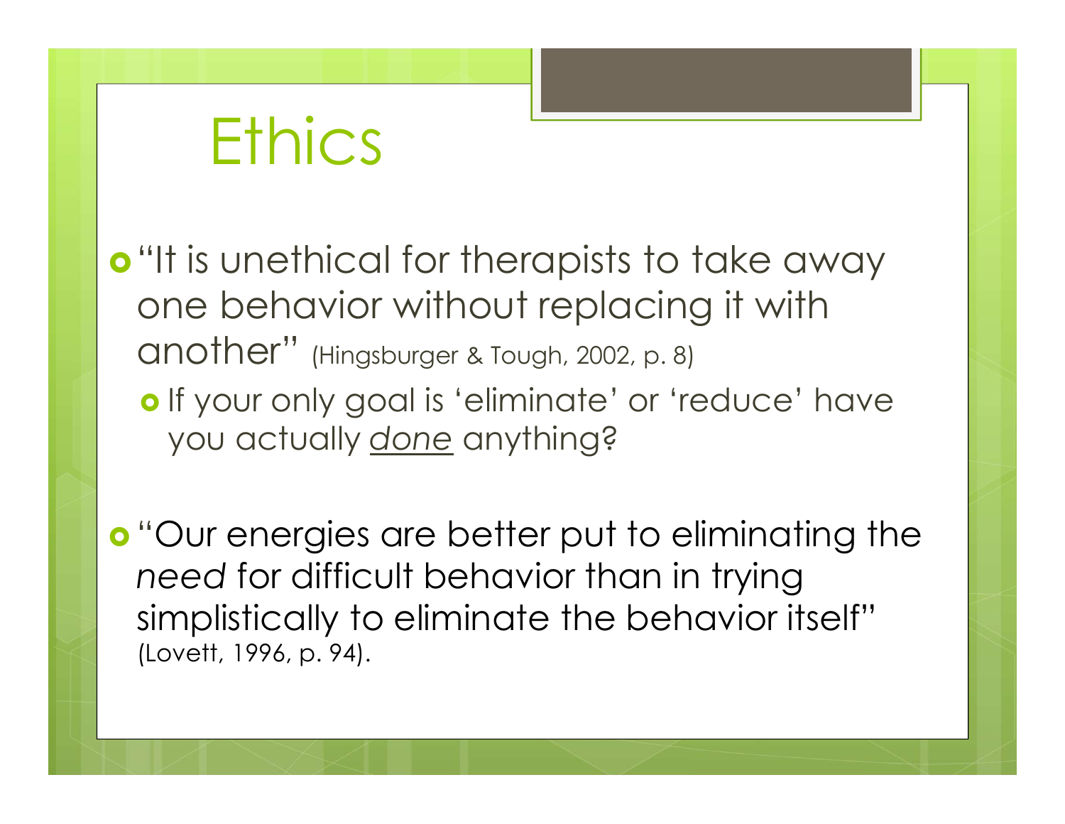# Ethics

- "It is unethical for therapists to take away one behavior without replacing it with another" (Hingsburger & Tough, 2002, p. 8)
  - If your only goal is 'eliminate' or 'reduce' have you actually <u>*done*</u> anything?

- "Our energies are better put to eliminating the *need* for difficult behavior than in trying simplistically to eliminate the behavior itself" (Lovett, 1996, p. 94).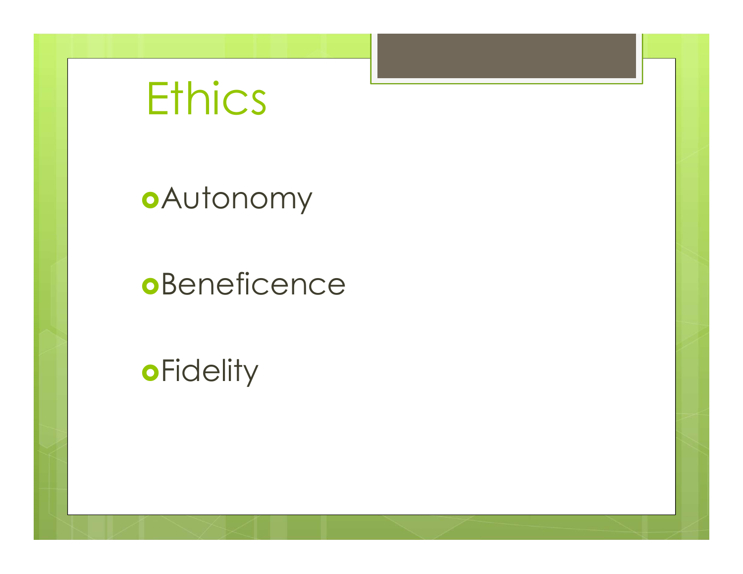# Ethics

- Autonomy
- Beneficence
- Fidelity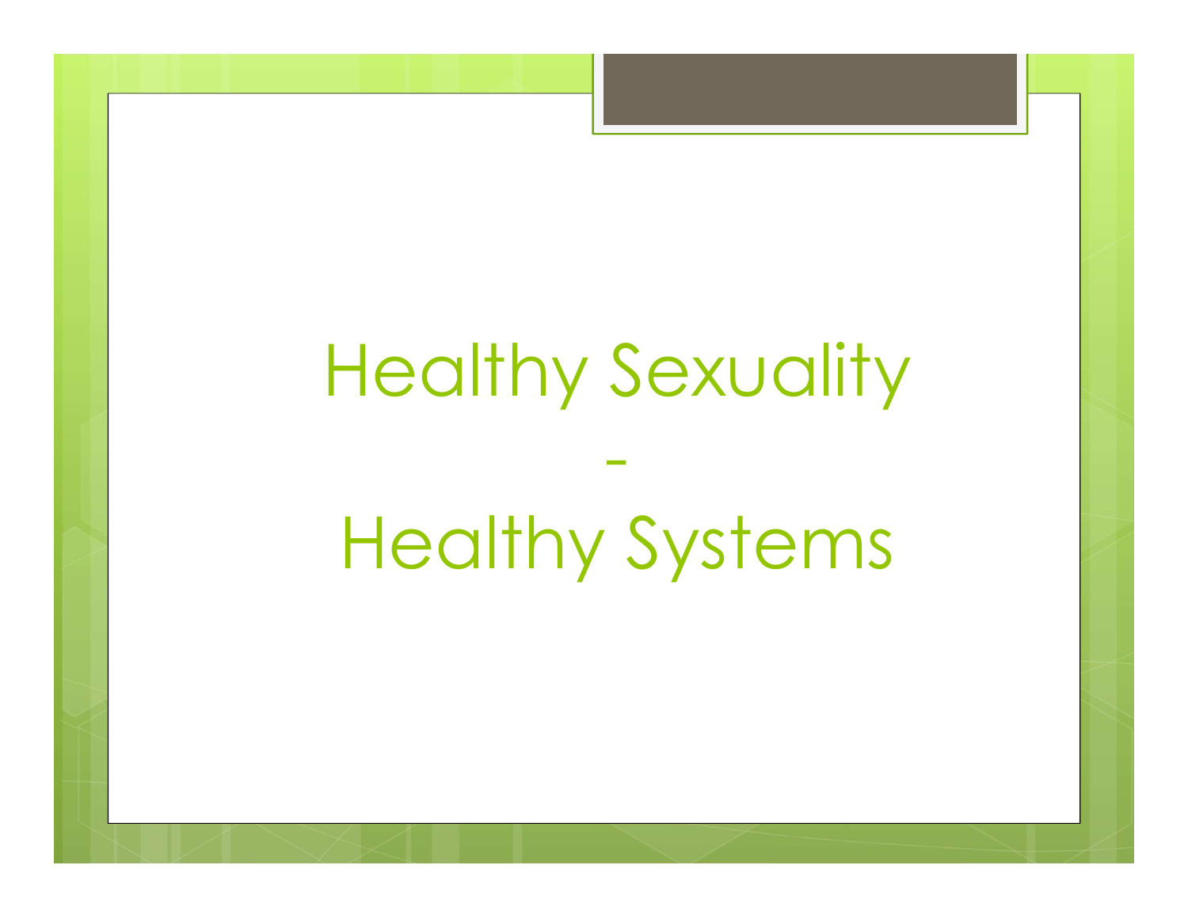# Healthy Sexuality

-

# Healthy Systems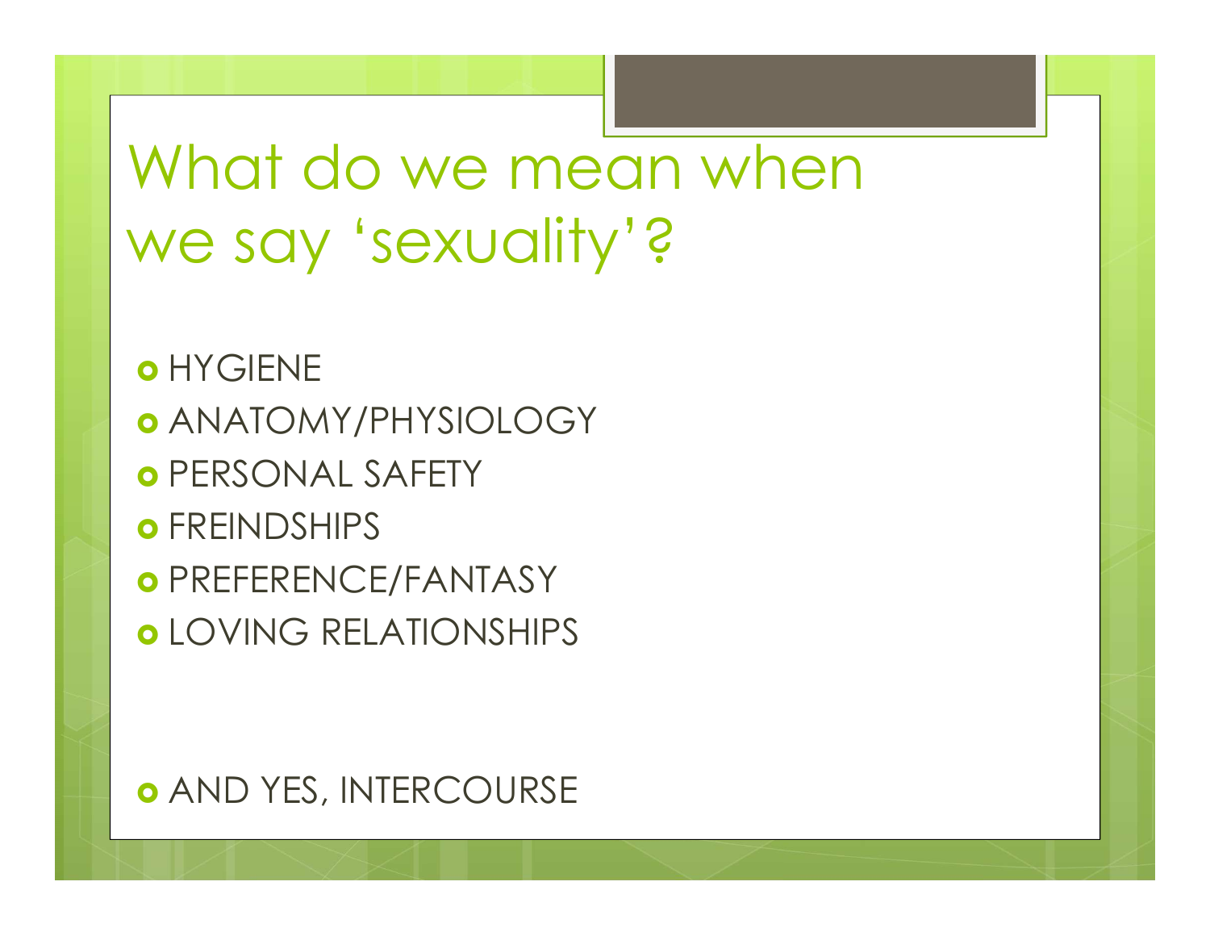# What do we mean when we say 'sexuality'?

- HYGIENE
- ANATOMY/PHYSIOLOGY
- PERSONAL SAFETY
- FREINDSHIPS
- PREFERENCE/FANTASY
- LOVING RELATIONSHIPS

- AND YES, INTERCOURSE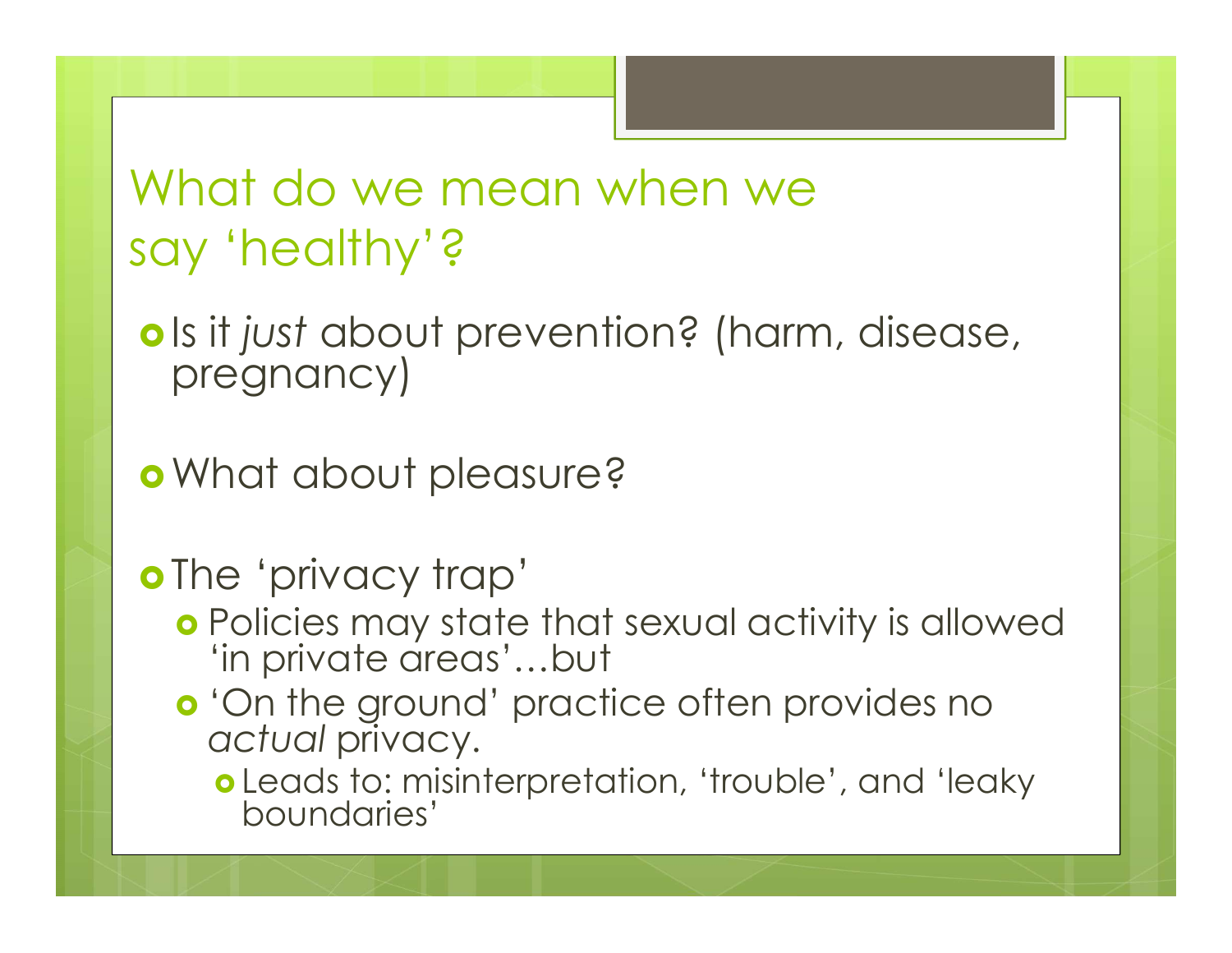# What do we mean when we say 'healthy'?

- Is it *just* about prevention? (harm, disease, pregnancy)
- What about pleasure?
- The 'privacy trap'
  - Policies may state that sexual activity is allowed 'in private areas'…but
  - 'On the ground' practice often provides no *actual* privacy.
    - Leads to: misinterpretation, 'trouble', and 'leaky boundaries'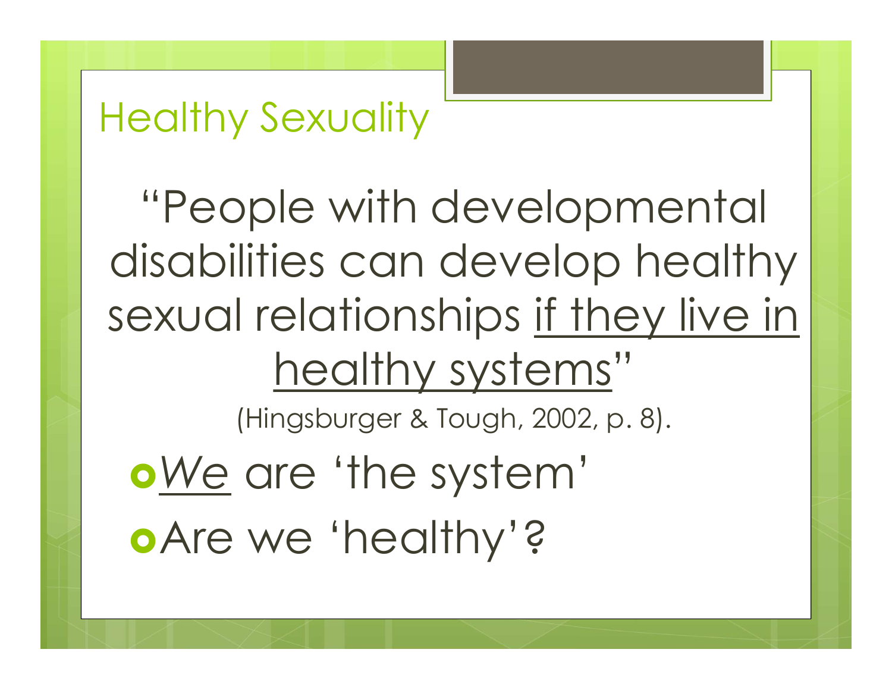# Healthy Sexuality

"People with developmental disabilities can develop healthy sexual relationships <u>if they live in healthy systems</u>"

(Hingsburger & Tough, 2002, p. 8).

- <u>*We*</u> are 'the system'
- Are we 'healthy'?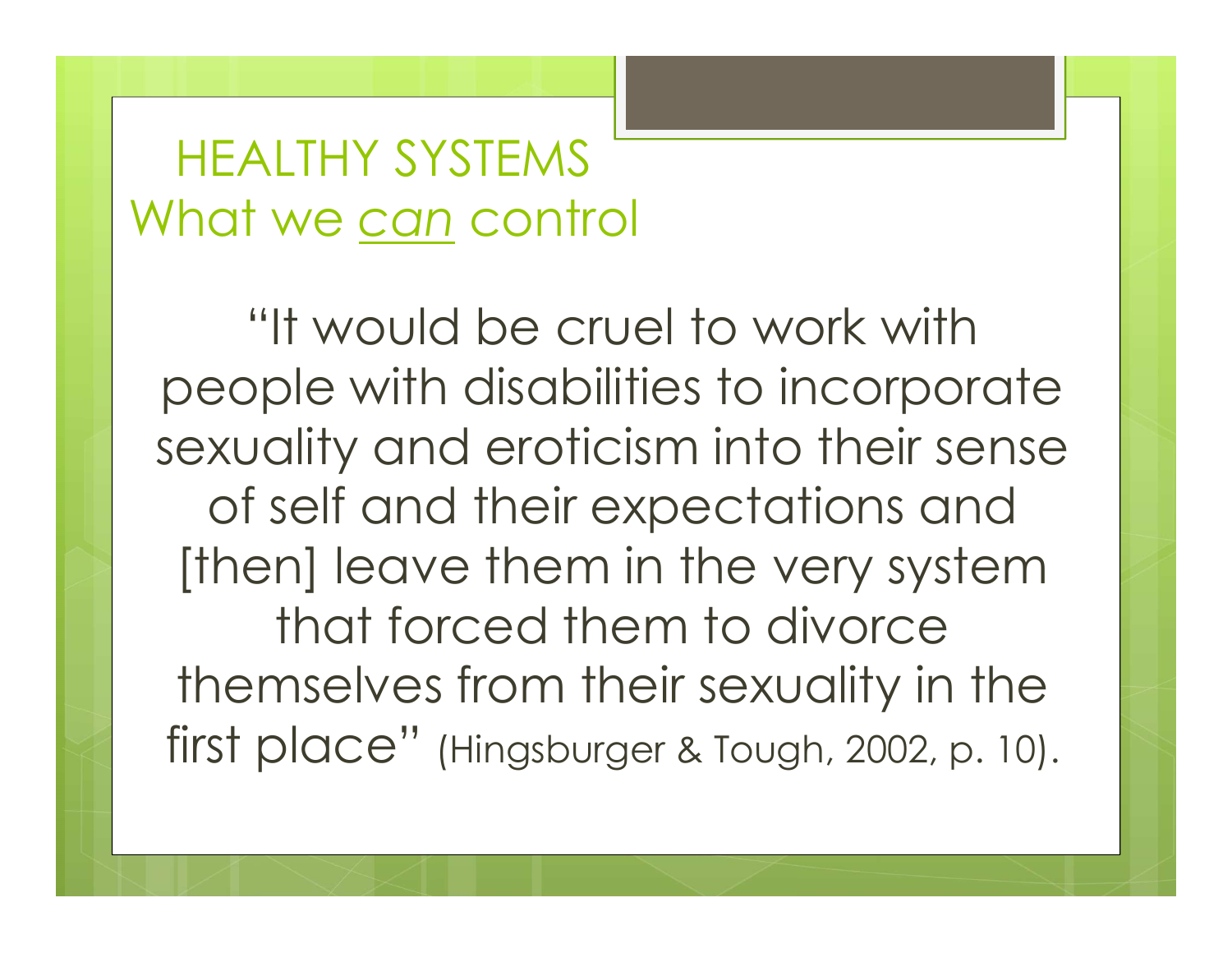# HEALTHY SYSTEMS
## What we *can* control

"It would be cruel to work with people with disabilities to incorporate sexuality and eroticism into their sense of self and their expectations and [then] leave them in the very system that forced them to divorce themselves from their sexuality in the first place" (Hingsburger & Tough, 2002, p. 10).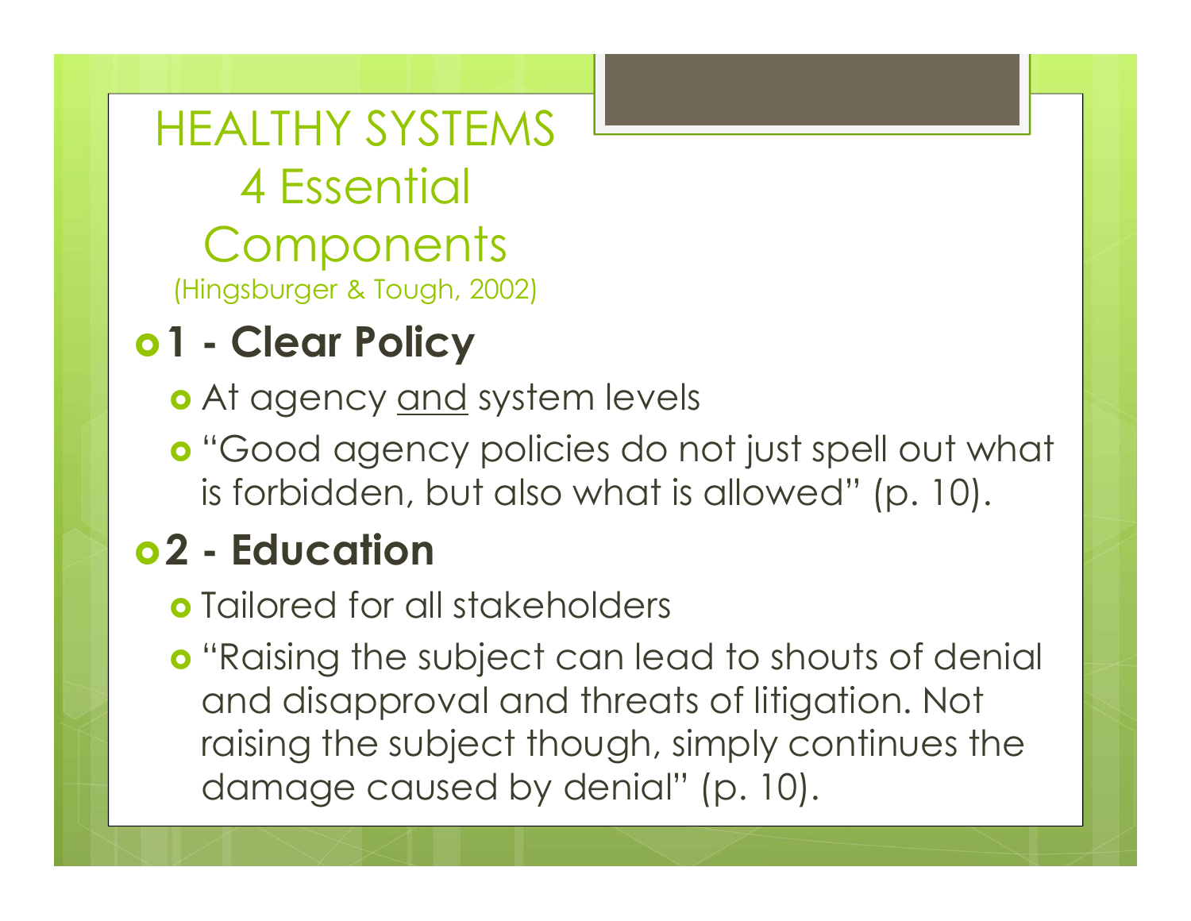# HEALTHY SYSTEMS 4 Essential Components

(Hingsburger & Tough, 2002)

- **1 - Clear Policy**
  - At agency <u>and</u> system levels
  - "Good agency policies do not just spell out what is forbidden, but also what is allowed" (p. 10).
- **2 - Education**
  - Tailored for all stakeholders
  - "Raising the subject can lead to shouts of denial and disapproval and threats of litigation. Not raising the subject though, simply continues the damage caused by denial" (p. 10).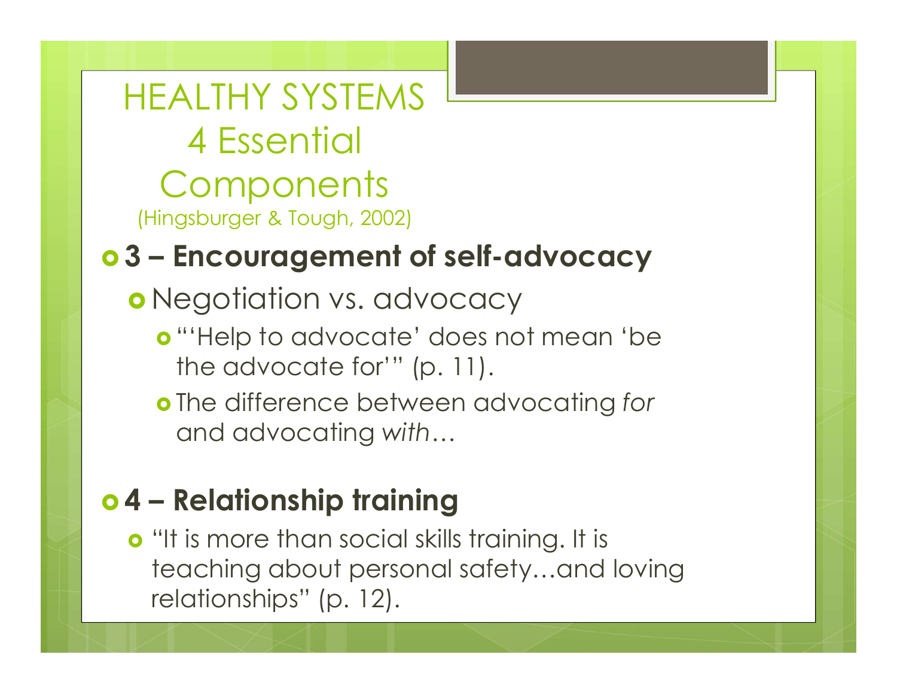# HEALTHY SYSTEMS 4 Essential Components

(Hingsburger & Tough, 2002)

- **3 – Encouragement of self-advocacy**
  - Negotiation vs. advocacy
    - "'Help to advocate' does not mean 'be the advocate for'" (p. 11).
    - The difference between advocating *for* and advocating *with*…
- **4 – Relationship training**
  - "It is more than social skills training. It is teaching about personal safety…and loving relationships" (p. 12).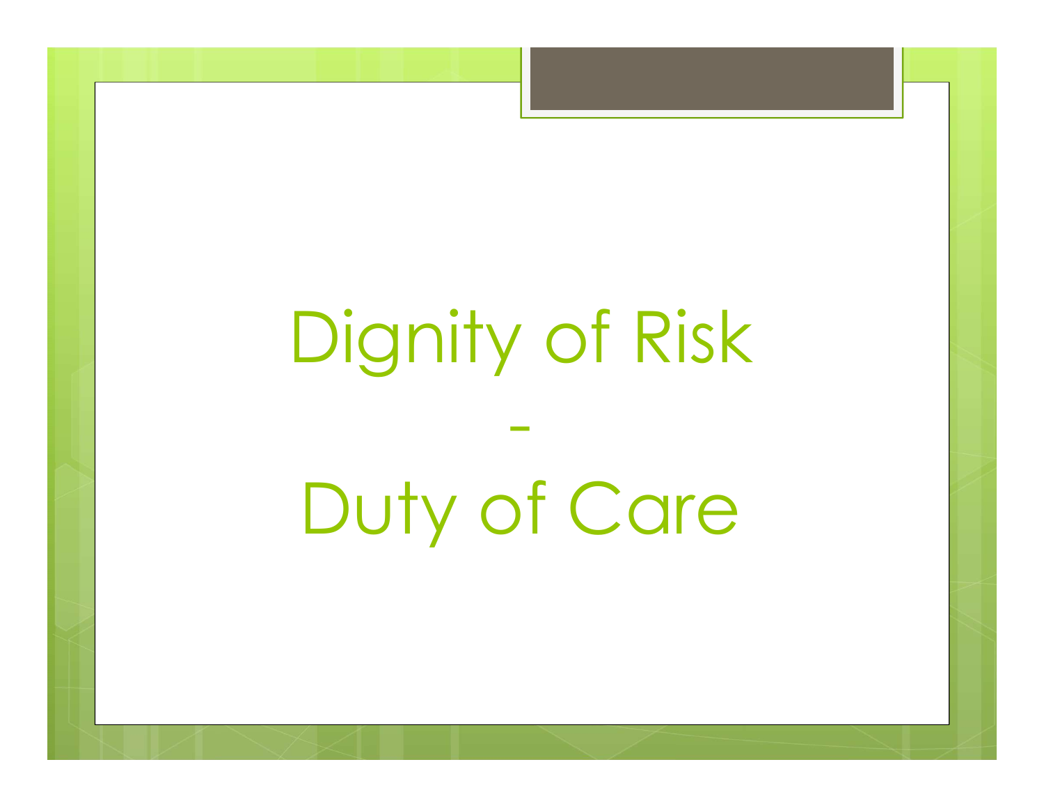# Dignity of Risk

# -

# Duty of Care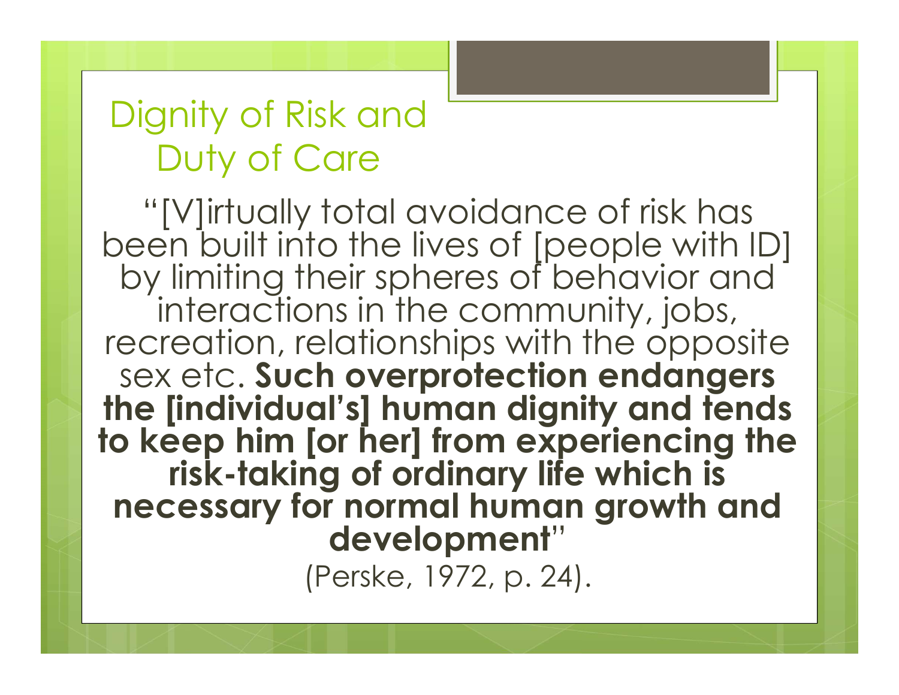# Dignity of Risk and Duty of Care

"[V]irtually total avoidance of risk has been built into the lives of [people with ID] by limiting their spheres of behavior and interactions in the community, jobs, recreation, relationships with the opposite sex etc. **Such overprotection endangers the [individual's] human dignity and tends to keep him [or her] from experiencing the risk-taking of ordinary life which is necessary for normal human growth and development**"

(Perske, 1972, p. 24).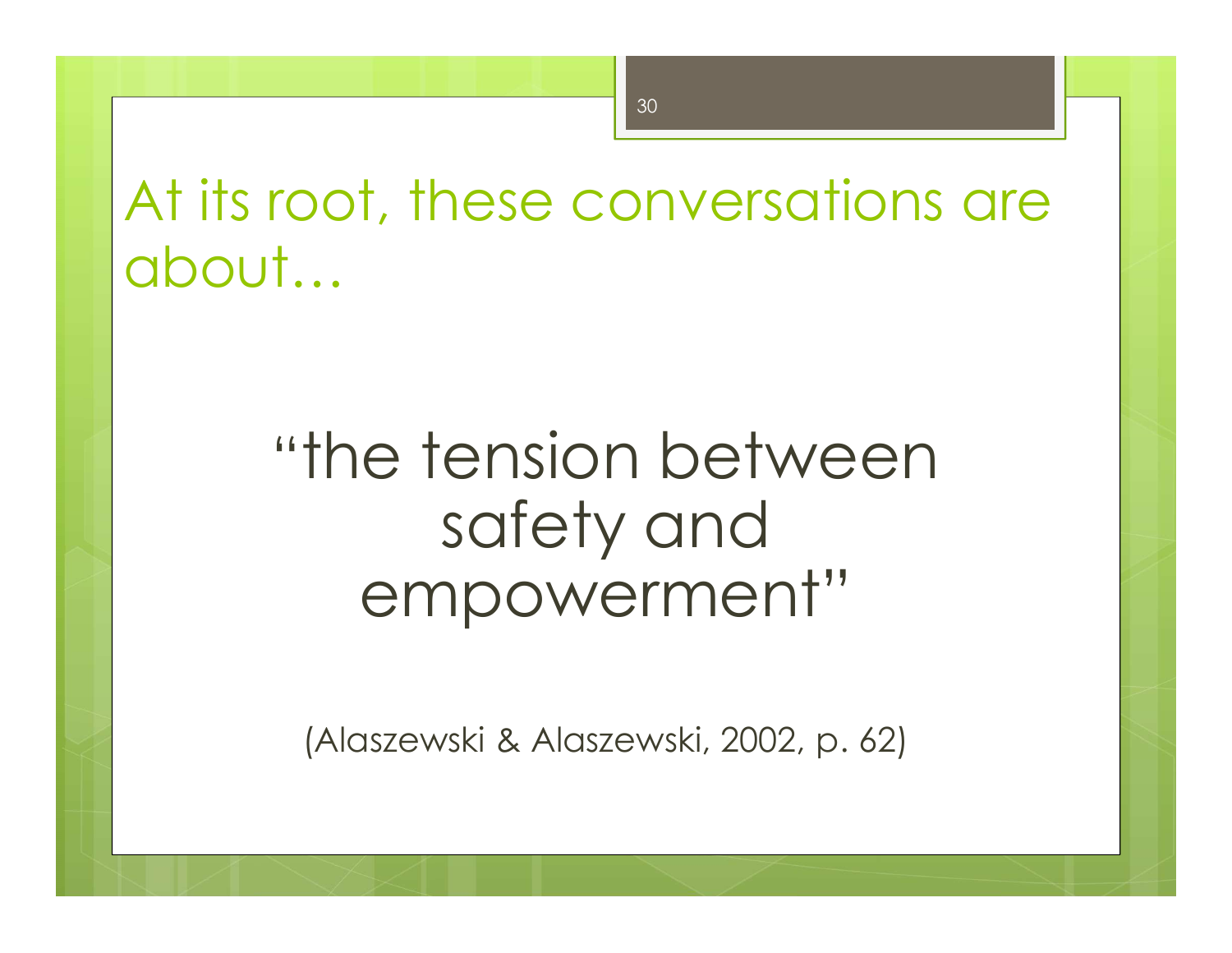# At its root, these conversations are about…

“the tension between safety and empowerment”

(Alaszewski & Alaszewski, 2002, p. 62)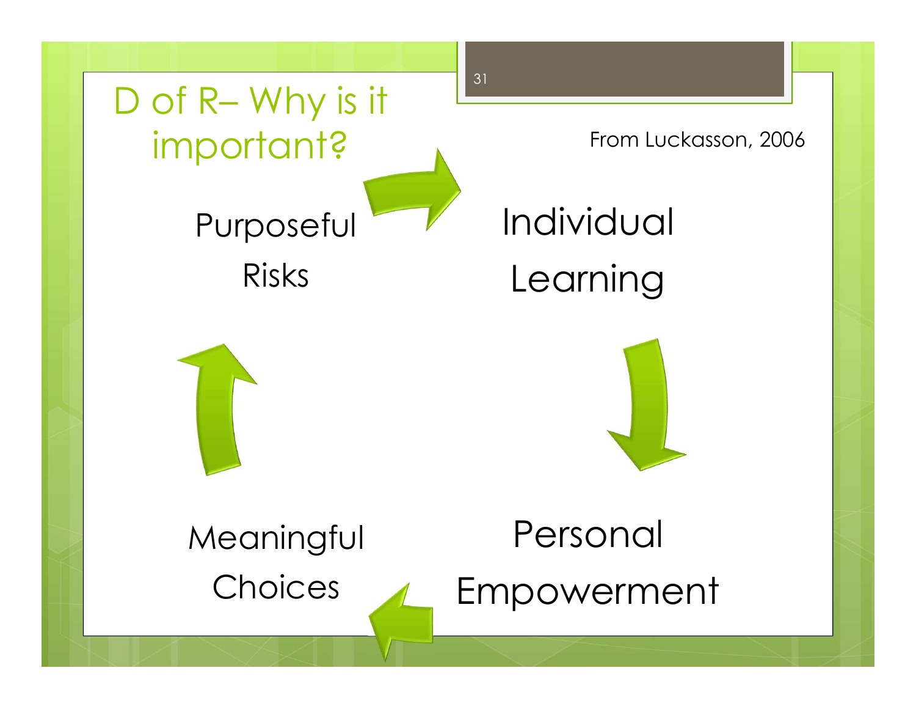# D of R– Why is it important?

From Luckasson, 2006

Purposeful Risks

Individual Learning

Personal Empowerment

Meaningful Choices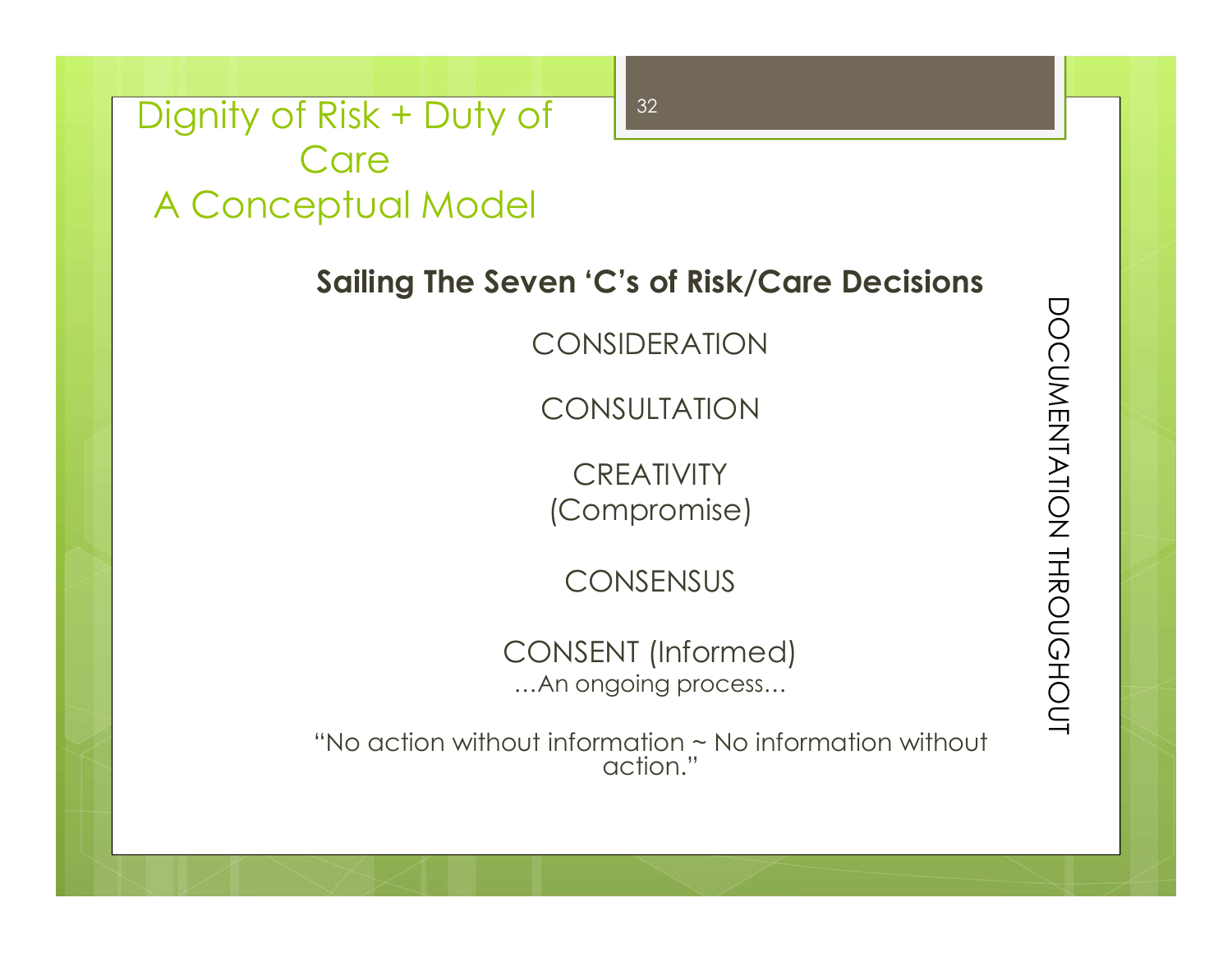# Dignity of Risk + Duty of Care
# A Conceptual Model

**Sailing The Seven 'C's of Risk/Care Decisions**

CONSIDERATION

CONSULTATION

CREATIVITY
(Compromise)

CONSENSUS

CONSENT (Informed)
…An ongoing process…

"No action without information ~ No information without action."

DOCUMENTATION THROUGHOUT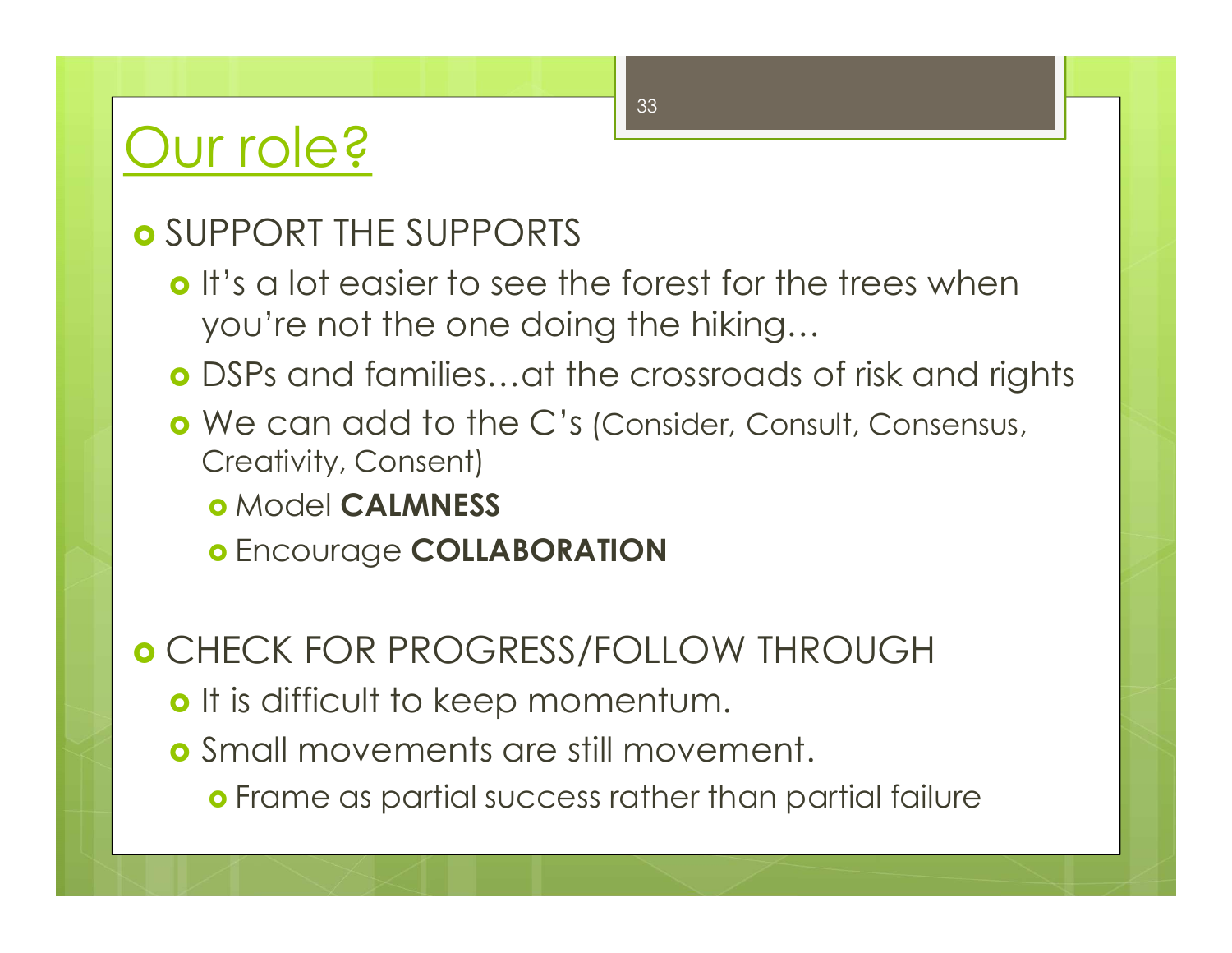# Our role?

- SUPPORT THE SUPPORTS
  - It's a lot easier to see the forest for the trees when you're not the one doing the hiking…
  - DSPs and families…at the crossroads of risk and rights
  - We can add to the C's (Consider, Consult, Consensus, Creativity, Consent)
    - Model **CALMNESS**
    - Encourage **COLLABORATION**

- CHECK FOR PROGRESS/FOLLOW THROUGH
  - It is difficult to keep momentum.
  - Small movements are still movement.
    - Frame as partial success rather than partial failure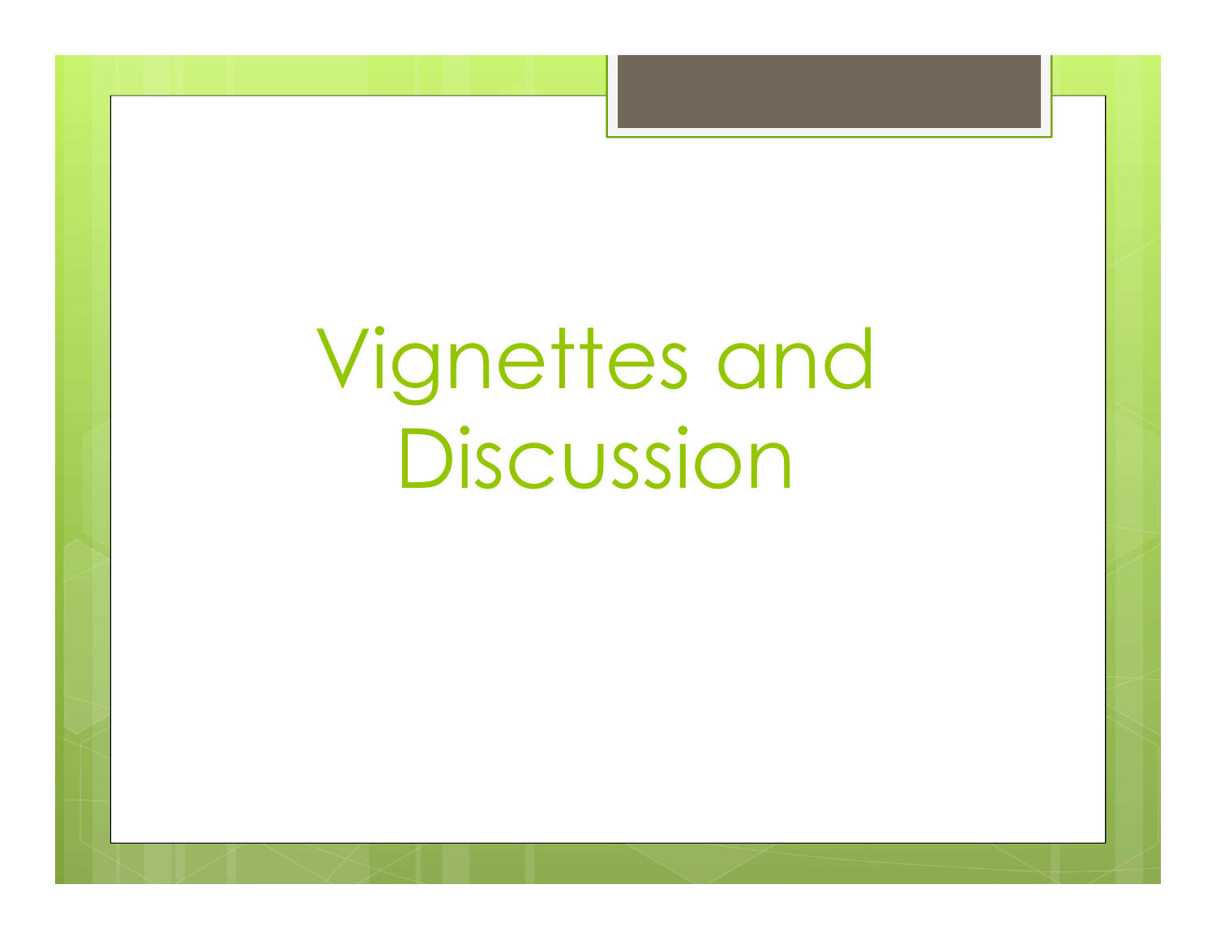# Vignettes and Discussion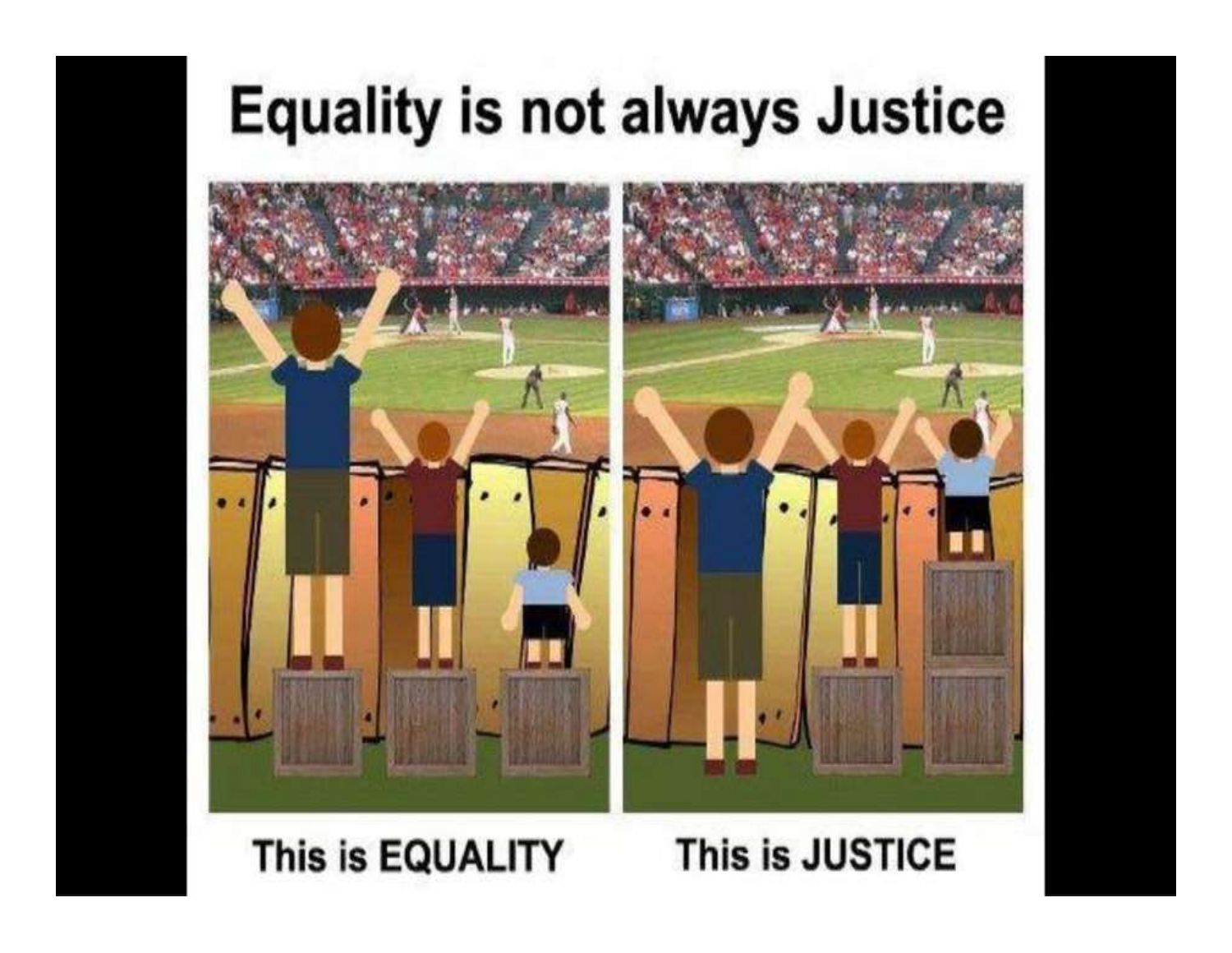# Equality is not always Justice

This is EQUALITY

This is JUSTICE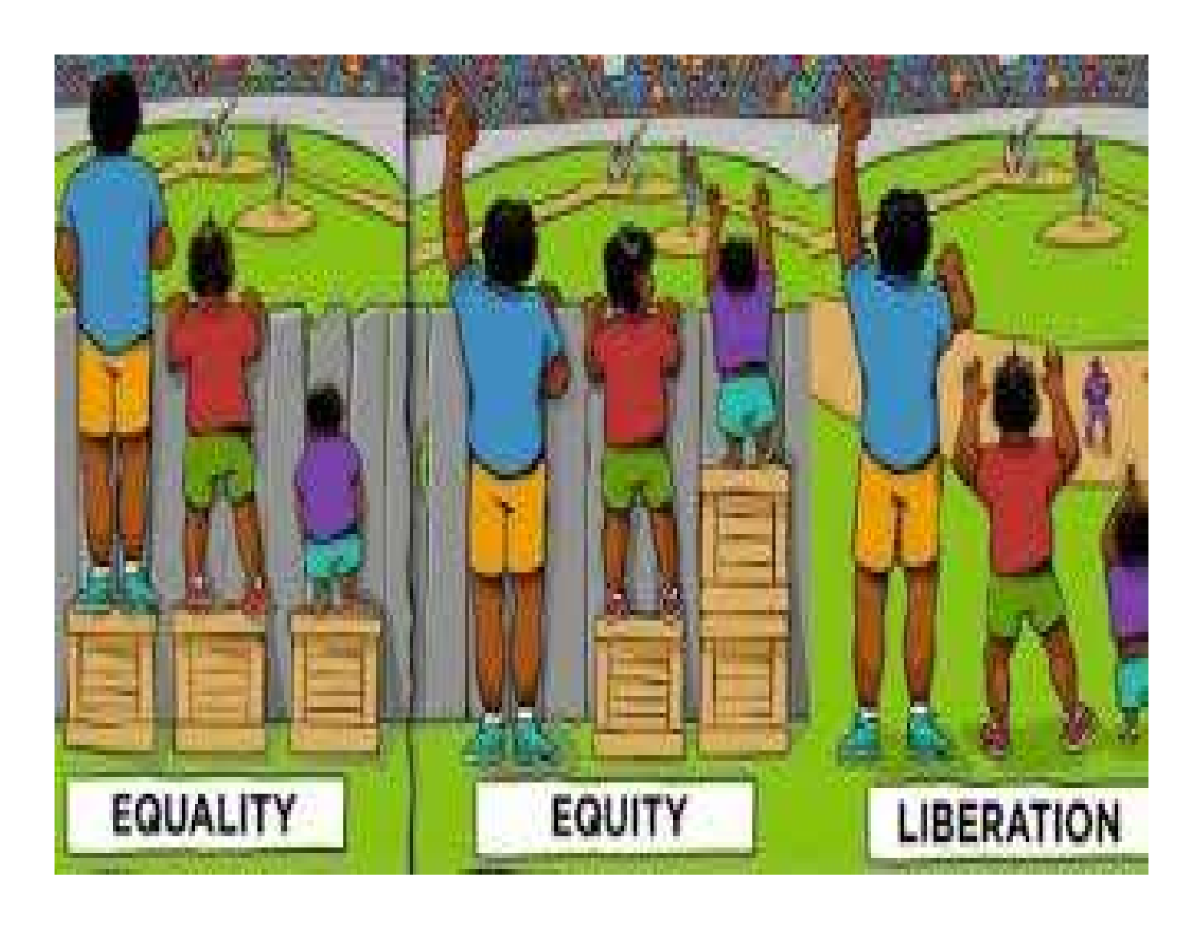EQUALITY

EQUITY

LIBERATION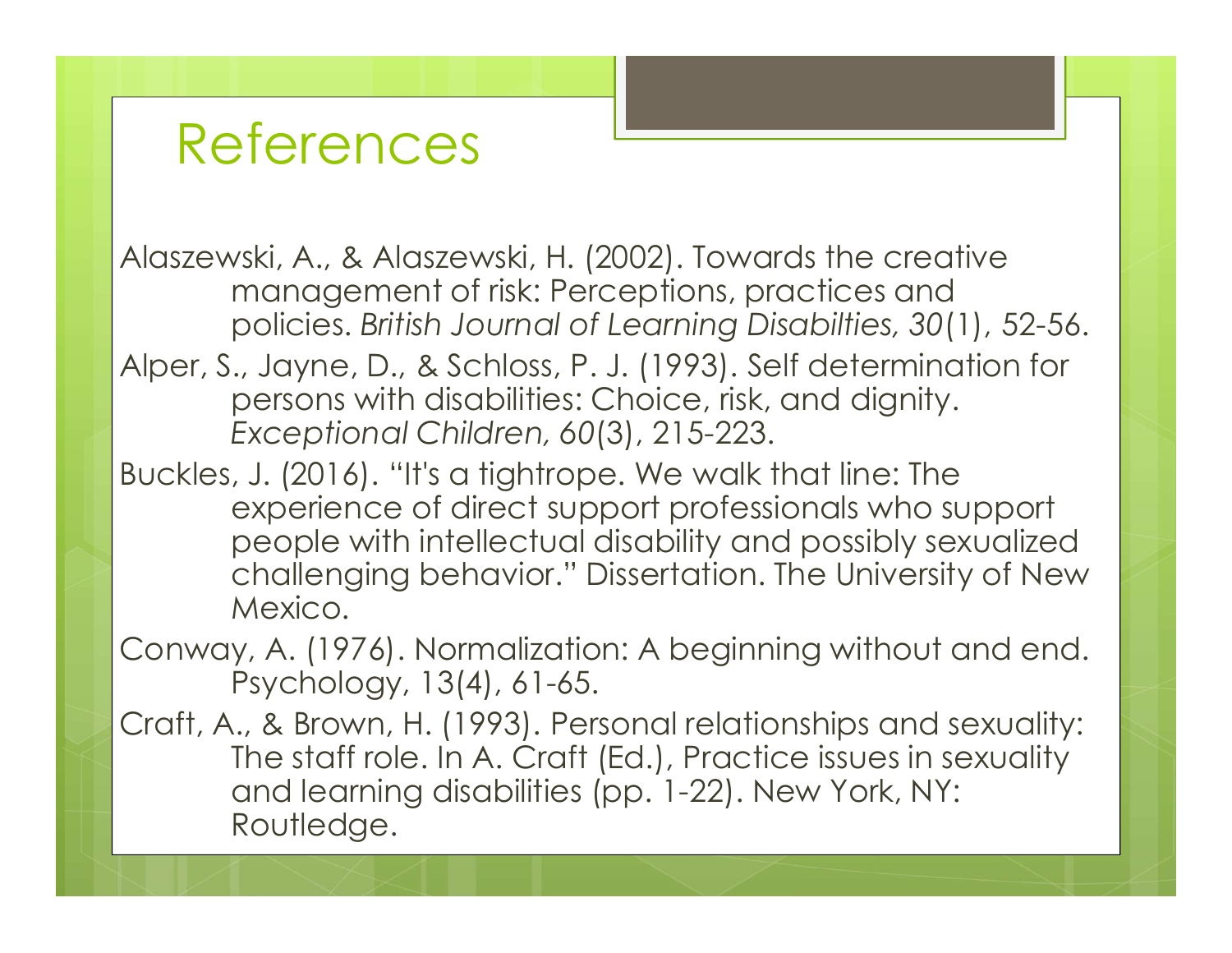# References

Alaszewski, A., & Alaszewski, H. (2002). Towards the creative management of risk: Perceptions, practices and policies. *British Journal of Learning Disabilties, 30*(1), 52-56.

Alper, S., Jayne, D., & Schloss, P. J. (1993). Self determination for persons with disabilities: Choice, risk, and dignity. *Exceptional Children, 60*(3), 215-223.

Buckles, J. (2016). "It's a tightrope. We walk that line: The experience of direct support professionals who support people with intellectual disability and possibly sexualized challenging behavior." Dissertation. The University of New Mexico.

Conway, A. (1976). Normalization: A beginning without and end. Psychology, 13(4), 61-65.

Craft, A., & Brown, H. (1993). Personal relationships and sexuality: The staff role. In A. Craft (Ed.), Practice issues in sexuality and learning disabilities (pp. 1-22). New York, NY: Routledge.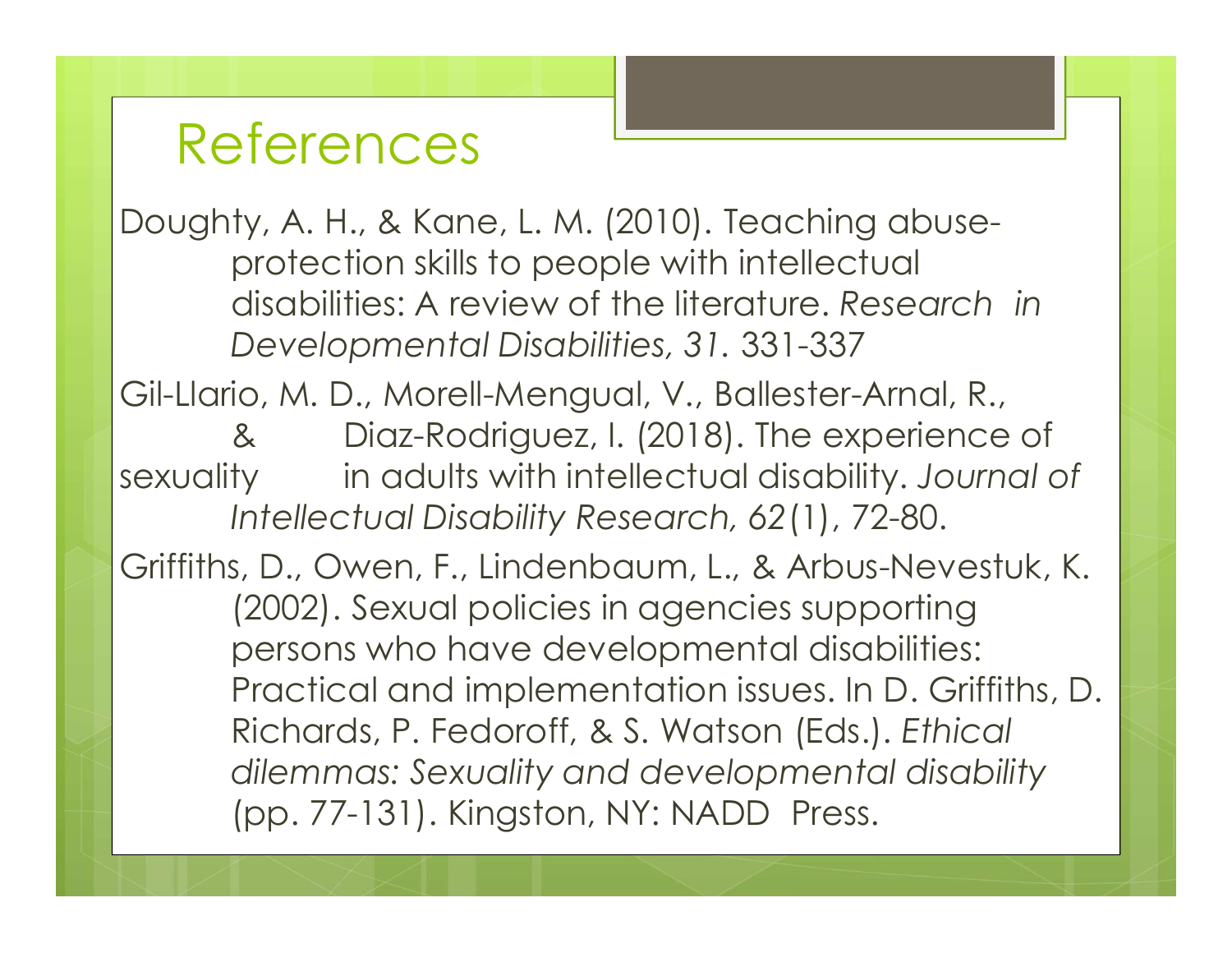# References

Doughty, A. H., & Kane, L. M. (2010). Teaching abuse-protection skills to people with intellectual disabilities: A review of the literature. *Research in Developmental Disabilities, 31*. 331-337

Gil-Llario, M. D., Morell-Mengual, V., Ballester-Arnal, R., & Diaz-Rodriguez, I. (2018). The experience of sexuality in adults with intellectual disability. *Journal of Intellectual Disability Research, 62*(1), 72-80.

Griffiths, D., Owen, F., Lindenbaum, L., & Arbus-Nevestuk, K. (2002). Sexual policies in agencies supporting persons who have developmental disabilities: Practical and implementation issues. In D. Griffiths, D. Richards, P. Fedoroff, & S. Watson (Eds.). *Ethical dilemmas: Sexuality and developmental disability* (pp. 77-131). Kingston, NY: NADD Press.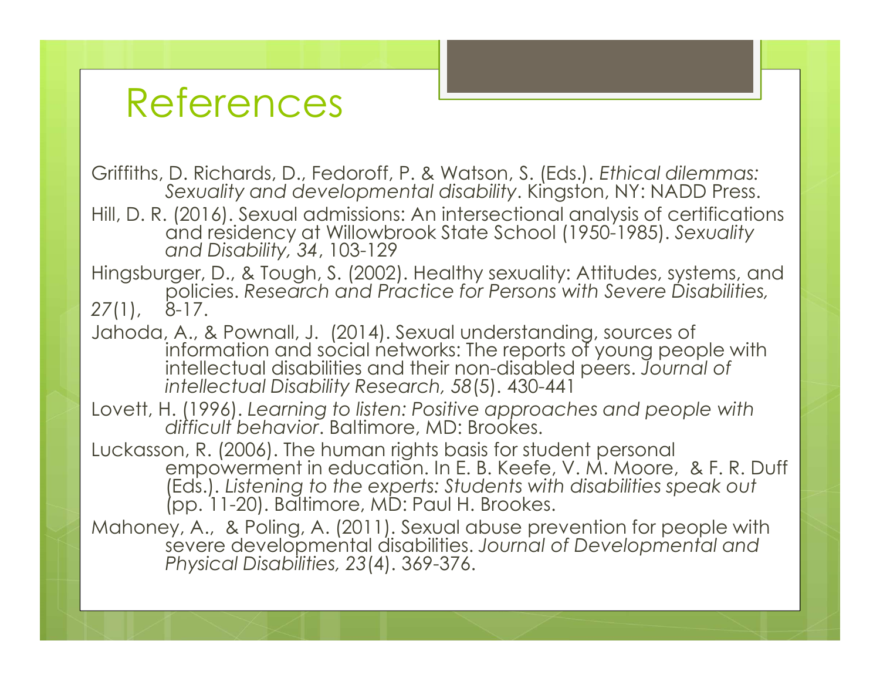# References

Griffiths, D. Richards, D., Fedoroff, P. & Watson, S. (Eds.). *Ethical dilemmas: Sexuality and developmental disability*. Kingston, NY: NADD Press.

Hill, D. R. (2016). Sexual admissions: An intersectional analysis of certifications and residency at Willowbrook State School (1950-1985). *Sexuality and Disability, 34*, 103-129

Hingsburger, D., & Tough, S. (2002). Healthy sexuality: Attitudes, systems, and policies. *Research and Practice for Persons with Severe Disabilities, 27*(1), 8-17.

Jahoda, A., & Pownall, J. (2014). Sexual understanding, sources of information and social networks: The reports of young people with intellectual disabilities and their non-disabled peers. *Journal of intellectual Disability Research, 58*(5). 430-441

Lovett, H. (1996). *Learning to listen: Positive approaches and people with difficult behavior*. Baltimore, MD: Brookes.

Luckasson, R. (2006). The human rights basis for student personal empowerment in education. In E. B. Keefe, V. M. Moore, & F. R. Duff (Eds.). *Listening to the experts: Students with disabilities speak out* (pp. 11-20). Baltimore, MD: Paul H. Brookes.

Mahoney, A., & Poling, A. (2011). Sexual abuse prevention for people with severe developmental disabilities. *Journal of Developmental and Physical Disabilities, 23*(4). 369-376.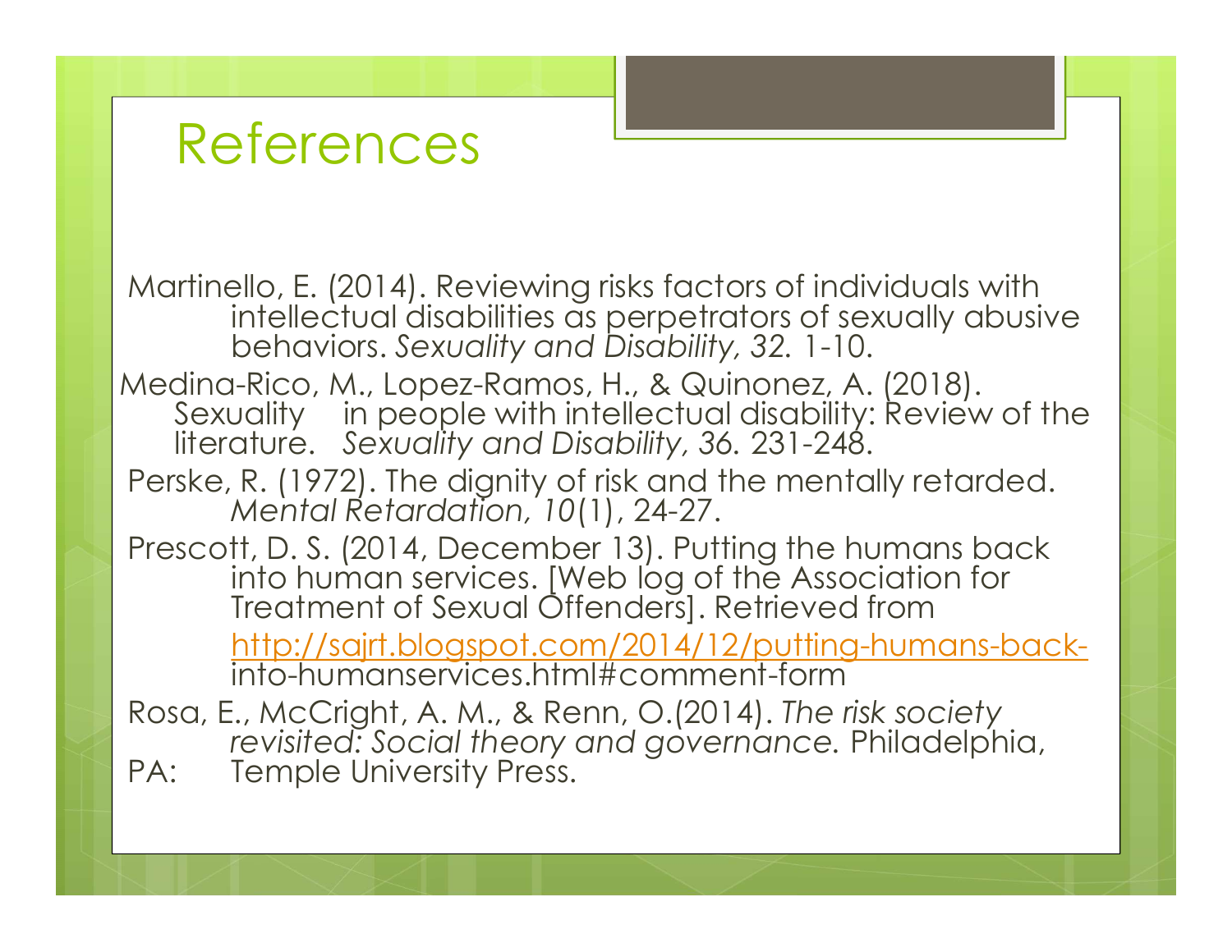# References

Martinello, E. (2014). Reviewing risks factors of individuals with intellectual disabilities as perpetrators of sexually abusive behaviors. *Sexuality and Disability, 32.* 1-10.

Medina-Rico, M., Lopez-Ramos, H., & Quinonez, A. (2018). Sexuality in people with intellectual disability: Review of the literature. *Sexuality and Disability, 36.* 231-248.

Perske, R. (1972). The dignity of risk and the mentally retarded. *Mental Retardation, 10*(1), 24-27.

Prescott, D. S. (2014, December 13). Putting the humans back into human services. [Web log of the Association for Treatment of Sexual Offenders]. Retrieved from http://sajrt.blogspot.com/2014/12/putting-humans-back-into-humanservices.html#comment-form

Rosa, E., McCright, A. M., & Renn, O.(2014). *The risk society revisited: Social theory and governance.* Philadelphia, PA: Temple University Press.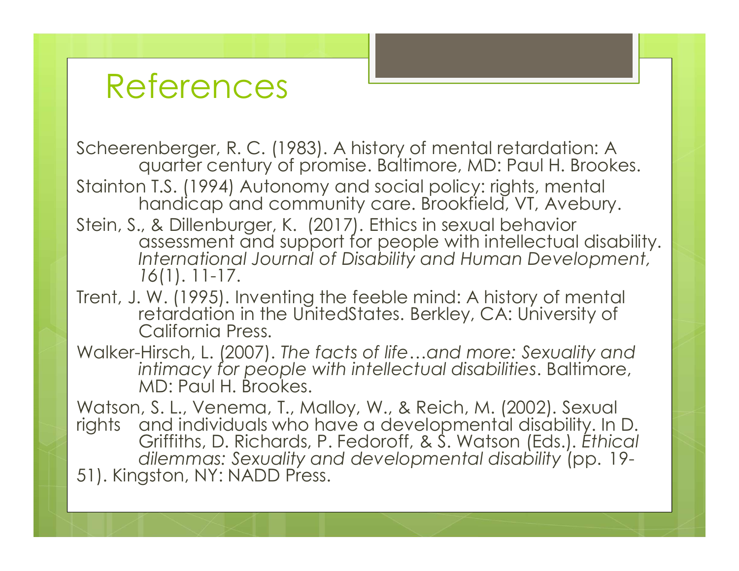# References

Scheerenberger, R. C. (1983). A history of mental retardation: A quarter century of promise. Baltimore, MD: Paul H. Brookes.

Stainton T.S. (1994) Autonomy and social policy: rights, mental handicap and community care. Brookfield, VT, Avebury.

Stein, S., & Dillenburger, K. (2017). Ethics in sexual behavior assessment and support for people with intellectual disability. *International Journal of Disability and Human Development, 16*(1). 11-17.

Trent, J. W. (1995). Inventing the feeble mind: A history of mental retardation in the UnitedStates. Berkley, CA: University of California Press.

Walker-Hirsch, L. (2007). *The facts of life…and more: Sexuality and intimacy for people with intellectual disabilities*. Baltimore, MD: Paul H. Brookes.

Watson, S. L., Venema, T., Malloy, W., & Reich, M. (2002). Sexual rights and individuals who have a developmental disability. In D. Griffiths, D. Richards, P. Fedoroff, & S. Watson (Eds.). *Ethical dilemmas: Sexuality and developmental disability* (pp. 19-51). Kingston, NY: NADD Press.